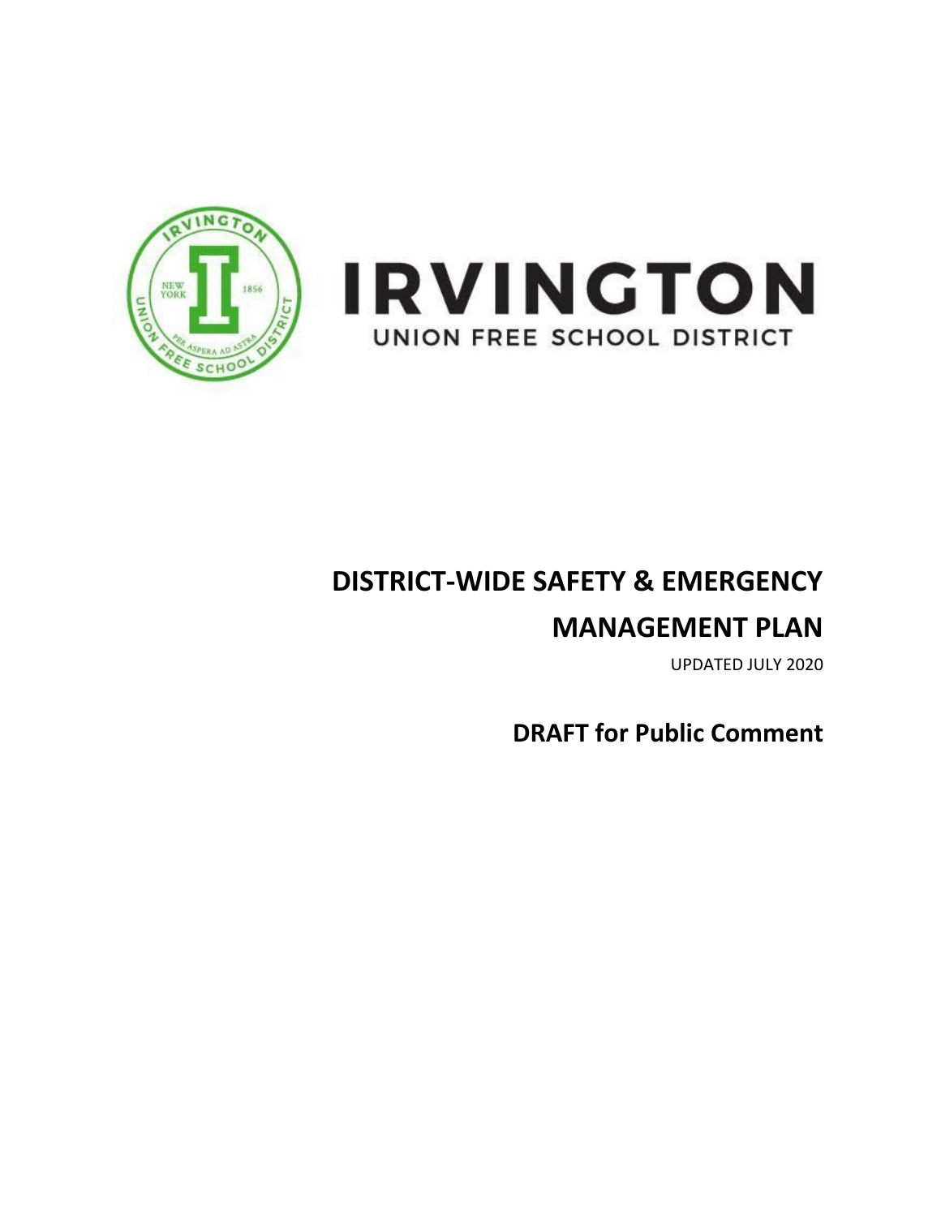IRVINGTON

UNION FREE SCHOOL DISTRICT

# DISTRICT-WIDE SAFETY & EMERGENCY MANAGEMENT PLAN

UPDATED JULY 2020

## DRAFT for Public Comment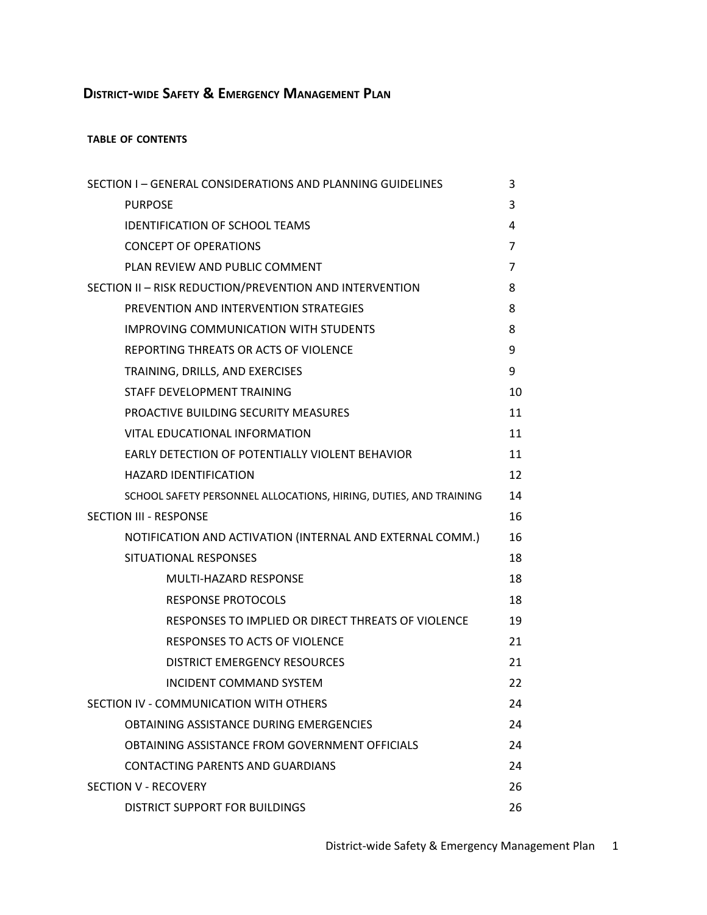# District-wide Safety & Emergency Management Plan

**TABLE OF CONTENTS**

| | |
|---|---|
| SECTION I – GENERAL CONSIDERATIONS AND PLANNING GUIDELINES | 3 |
| PURPOSE | 3 |
| IDENTIFICATION OF SCHOOL TEAMS | 4 |
| CONCEPT OF OPERATIONS | 7 |
| PLAN REVIEW AND PUBLIC COMMENT | 7 |
| SECTION II – RISK REDUCTION/PREVENTION AND INTERVENTION | 8 |
| PREVENTION AND INTERVENTION STRATEGIES | 8 |
| IMPROVING COMMUNICATION WITH STUDENTS | 8 |
| REPORTING THREATS OR ACTS OF VIOLENCE | 9 |
| TRAINING, DRILLS, AND EXERCISES | 9 |
| STAFF DEVELOPMENT TRAINING | 10 |
| PROACTIVE BUILDING SECURITY MEASURES | 11 |
| VITAL EDUCATIONAL INFORMATION | 11 |
| EARLY DETECTION OF POTENTIALLY VIOLENT BEHAVIOR | 11 |
| HAZARD IDENTIFICATION | 12 |
| SCHOOL SAFETY PERSONNEL ALLOCATIONS, HIRING, DUTIES, AND TRAINING | 14 |
| SECTION III - RESPONSE | 16 |
| NOTIFICATION AND ACTIVATION (INTERNAL AND EXTERNAL COMM.) | 16 |
| SITUATIONAL RESPONSES | 18 |
| MULTI-HAZARD RESPONSE | 18 |
| RESPONSE PROTOCOLS | 18 |
| RESPONSES TO IMPLIED OR DIRECT THREATS OF VIOLENCE | 19 |
| RESPONSES TO ACTS OF VIOLENCE | 21 |
| DISTRICT EMERGENCY RESOURCES | 21 |
| INCIDENT COMMAND SYSTEM | 22 |
| SECTION IV - COMMUNICATION WITH OTHERS | 24 |
| OBTAINING ASSISTANCE DURING EMERGENCIES | 24 |
| OBTAINING ASSISTANCE FROM GOVERNMENT OFFICIALS | 24 |
| CONTACTING PARENTS AND GUARDIANS | 24 |
| SECTION V - RECOVERY | 26 |
| DISTRICT SUPPORT FOR BUILDINGS | 26 |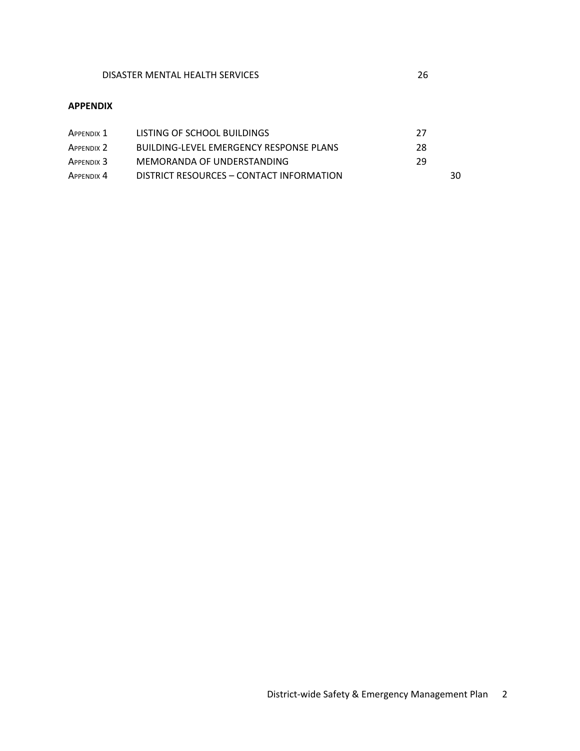| | |
|---|---|
| DISASTER MENTAL HEALTH SERVICES | 26 |

**APPENDIX**

| | | |
|---|---|---|
| Appendix 1 | LISTING OF SCHOOL BUILDINGS | 27 |
| Appendix 2 | BUILDING-LEVEL EMERGENCY RESPONSE PLANS | 28 |
| Appendix 3 | MEMORANDA OF UNDERSTANDING | 29 |
| Appendix 4 | DISTRICT RESOURCES – CONTACT INFORMATION | 30 |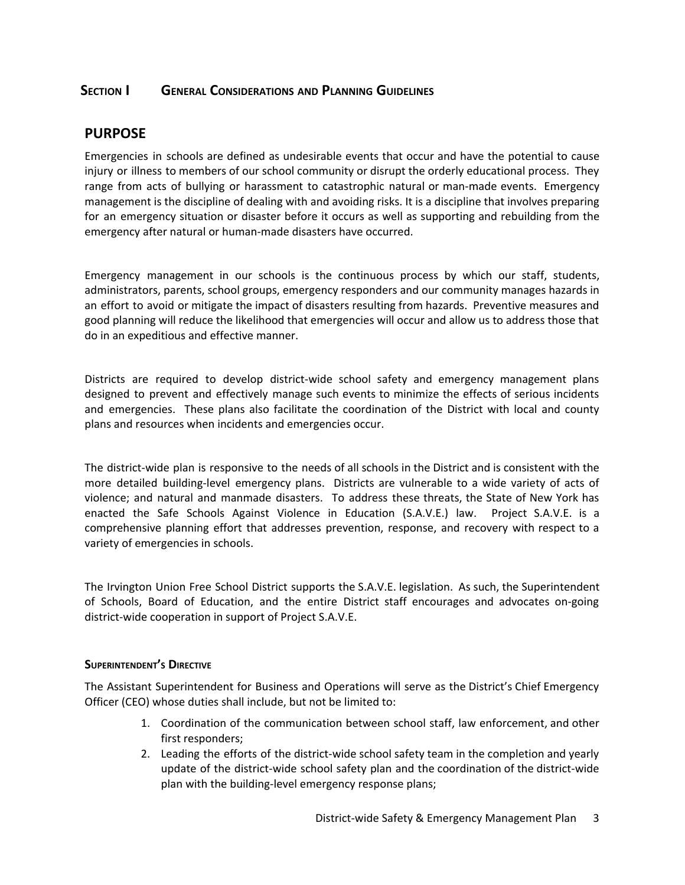## Section I General Considerations and Planning Guidelines

## PURPOSE

Emergencies in schools are defined as undesirable events that occur and have the potential to cause injury or illness to members of our school community or disrupt the orderly educational process. They range from acts of bullying or harassment to catastrophic natural or man-made events. Emergency management is the discipline of dealing with and avoiding risks. It is a discipline that involves preparing for an emergency situation or disaster before it occurs as well as supporting and rebuilding from the emergency after natural or human-made disasters have occurred.

Emergency management in our schools is the continuous process by which our staff, students, administrators, parents, school groups, emergency responders and our community manages hazards in an effort to avoid or mitigate the impact of disasters resulting from hazards. Preventive measures and good planning will reduce the likelihood that emergencies will occur and allow us to address those that do in an expeditious and effective manner.

Districts are required to develop district-wide school safety and emergency management plans designed to prevent and effectively manage such events to minimize the effects of serious incidents and emergencies. These plans also facilitate the coordination of the District with local and county plans and resources when incidents and emergencies occur.

The district-wide plan is responsive to the needs of all schools in the District and is consistent with the more detailed building-level emergency plans. Districts are vulnerable to a wide variety of acts of violence; and natural and manmade disasters. To address these threats, the State of New York has enacted the Safe Schools Against Violence in Education (S.A.V.E.) law. Project S.A.V.E. is a comprehensive planning effort that addresses prevention, response, and recovery with respect to a variety of emergencies in schools.

The Irvington Union Free School District supports the S.A.V.E. legislation. As such, the Superintendent of Schools, Board of Education, and the entire District staff encourages and advocates on-going district-wide cooperation in support of Project S.A.V.E.

#### Superintendent's Directive

The Assistant Superintendent for Business and Operations will serve as the District's Chief Emergency Officer (CEO) whose duties shall include, but not be limited to:

1. Coordination of the communication between school staff, law enforcement, and other first responders;
2. Leading the efforts of the district-wide school safety team in the completion and yearly update of the district-wide school safety plan and the coordination of the district-wide plan with the building-level emergency response plans;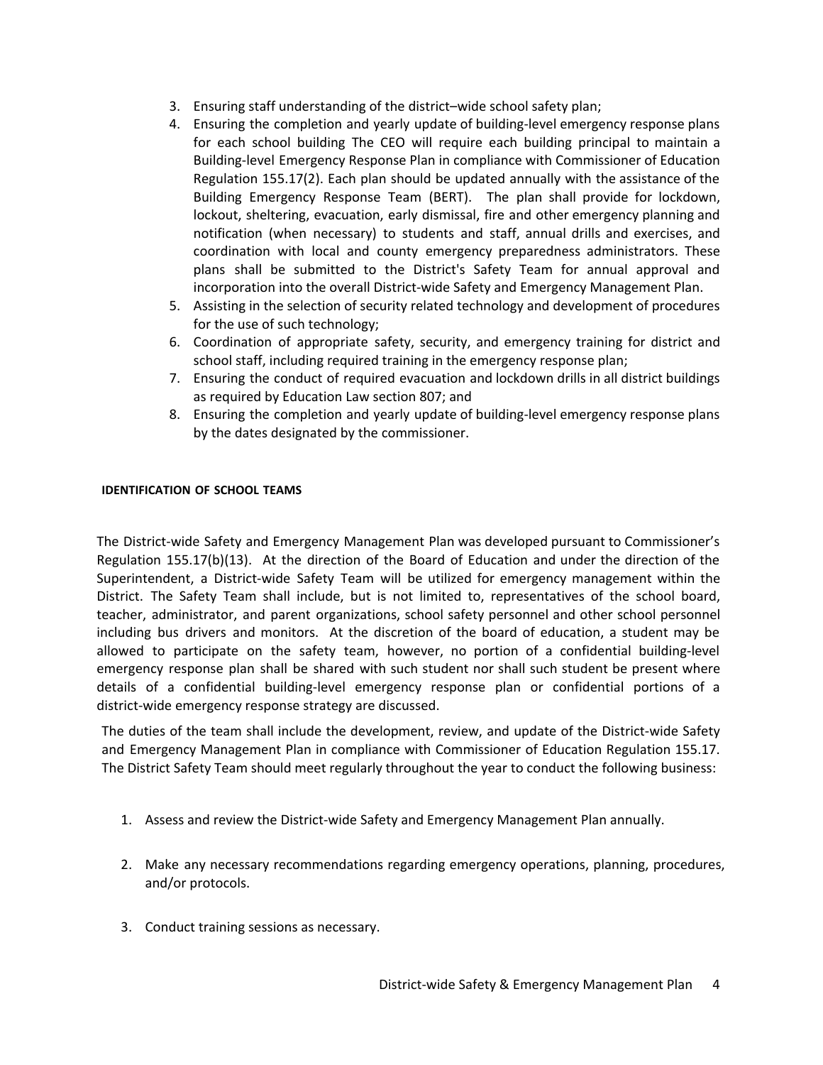3. Ensuring staff understanding of the district–wide school safety plan;
4. Ensuring the completion and yearly update of building-level emergency response plans for each school building The CEO will require each building principal to maintain a Building-level Emergency Response Plan in compliance with Commissioner of Education Regulation 155.17(2). Each plan should be updated annually with the assistance of the Building Emergency Response Team (BERT). The plan shall provide for lockdown, lockout, sheltering, evacuation, early dismissal, fire and other emergency planning and notification (when necessary) to students and staff, annual drills and exercises, and coordination with local and county emergency preparedness administrators. These plans shall be submitted to the District's Safety Team for annual approval and incorporation into the overall District-wide Safety and Emergency Management Plan.
5. Assisting in the selection of security related technology and development of procedures for the use of such technology;
6. Coordination of appropriate safety, security, and emergency training for district and school staff, including required training in the emergency response plan;
7. Ensuring the conduct of required evacuation and lockdown drills in all district buildings as required by Education Law section 807; and
8. Ensuring the completion and yearly update of building-level emergency response plans by the dates designated by the commissioner.

**IDENTIFICATION OF SCHOOL TEAMS**

The District-wide Safety and Emergency Management Plan was developed pursuant to Commissioner's Regulation 155.17(b)(13). At the direction of the Board of Education and under the direction of the Superintendent, a District-wide Safety Team will be utilized for emergency management within the District. The Safety Team shall include, but is not limited to, representatives of the school board, teacher, administrator, and parent organizations, school safety personnel and other school personnel including bus drivers and monitors. At the discretion of the board of education, a student may be allowed to participate on the safety team, however, no portion of a confidential building-level emergency response plan shall be shared with such student nor shall such student be present where details of a confidential building-level emergency response plan or confidential portions of a district-wide emergency response strategy are discussed.

The duties of the team shall include the development, review, and update of the District-wide Safety and Emergency Management Plan in compliance with Commissioner of Education Regulation 155.17. The District Safety Team should meet regularly throughout the year to conduct the following business:

1. Assess and review the District-wide Safety and Emergency Management Plan annually.

2. Make any necessary recommendations regarding emergency operations, planning, procedures, and/or protocols.

3. Conduct training sessions as necessary.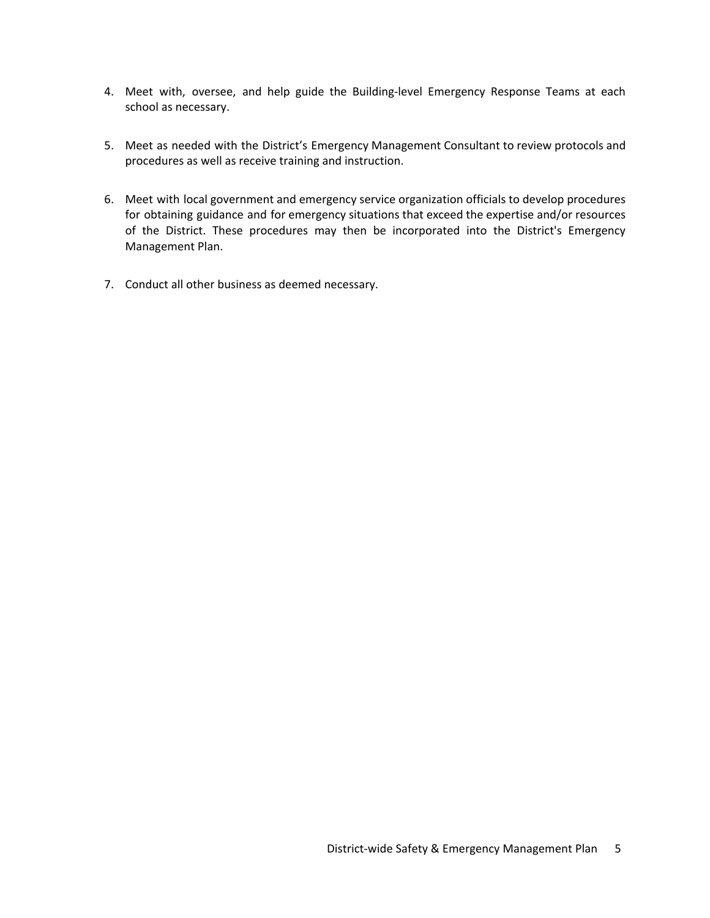4. Meet with, oversee, and help guide the Building-level Emergency Response Teams at each school as necessary.

5. Meet as needed with the District's Emergency Management Consultant to review protocols and procedures as well as receive training and instruction.

6. Meet with local government and emergency service organization officials to develop procedures for obtaining guidance and for emergency situations that exceed the expertise and/or resources of the District. These procedures may then be incorporated into the District's Emergency Management Plan.

7. Conduct all other business as deemed necessary.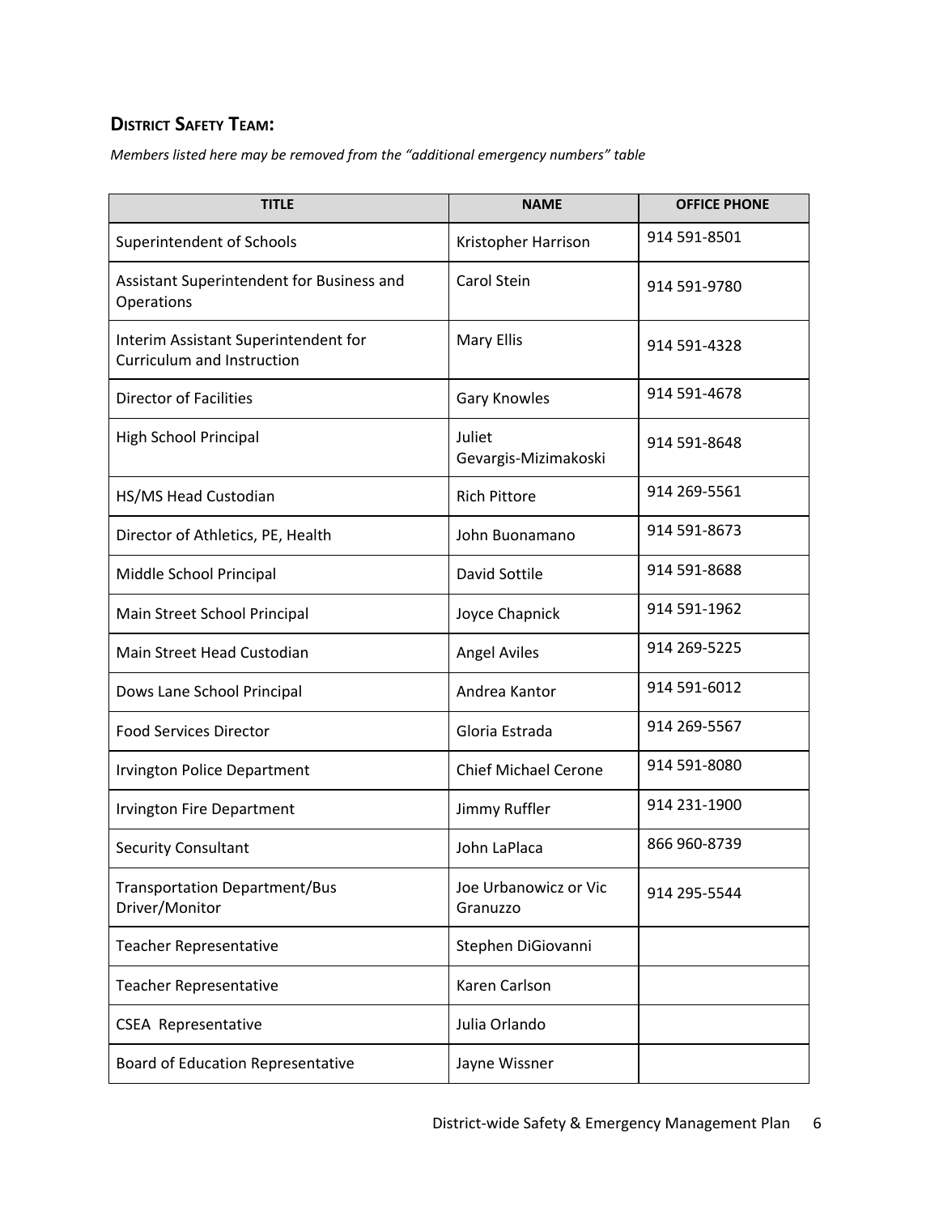## District Safety Team:

*Members listed here may be removed from the "additional emergency numbers" table*

| TITLE | NAME | OFFICE PHONE |
|---|---|---|
| Superintendent of Schools | Kristopher Harrison | 914 591-8501 |
| Assistant Superintendent for Business and Operations | Carol Stein | 914 591-9780 |
| Interim Assistant Superintendent for Curriculum and Instruction | Mary Ellis | 914 591-4328 |
| Director of Facilities | Gary Knowles | 914 591-4678 |
| High School Principal | Juliet Gevargis-Mizimakoski | 914 591-8648 |
| HS/MS Head Custodian | Rich Pittore | 914 269-5561 |
| Director of Athletics, PE, Health | John Buonamano | 914 591-8673 |
| Middle School Principal | David Sottile | 914 591-8688 |
| Main Street School Principal | Joyce Chapnick | 914 591-1962 |
| Main Street Head Custodian | Angel Aviles | 914 269-5225 |
| Dows Lane School Principal | Andrea Kantor | 914 591-6012 |
| Food Services Director | Gloria Estrada | 914 269-5567 |
| Irvington Police Department | Chief Michael Cerone | 914 591-8080 |
| Irvington Fire Department | Jimmy Ruffler | 914 231-1900 |
| Security Consultant | John LaPlaca | 866 960-8739 |
| Transportation Department/Bus Driver/Monitor | Joe Urbanowicz or Vic Granuzzo | 914 295-5544 |
| Teacher Representative | Stephen DiGiovanni | |
| Teacher Representative | Karen Carlson | |
| CSEA Representative | Julia Orlando | |
| Board of Education Representative | Jayne Wissner | |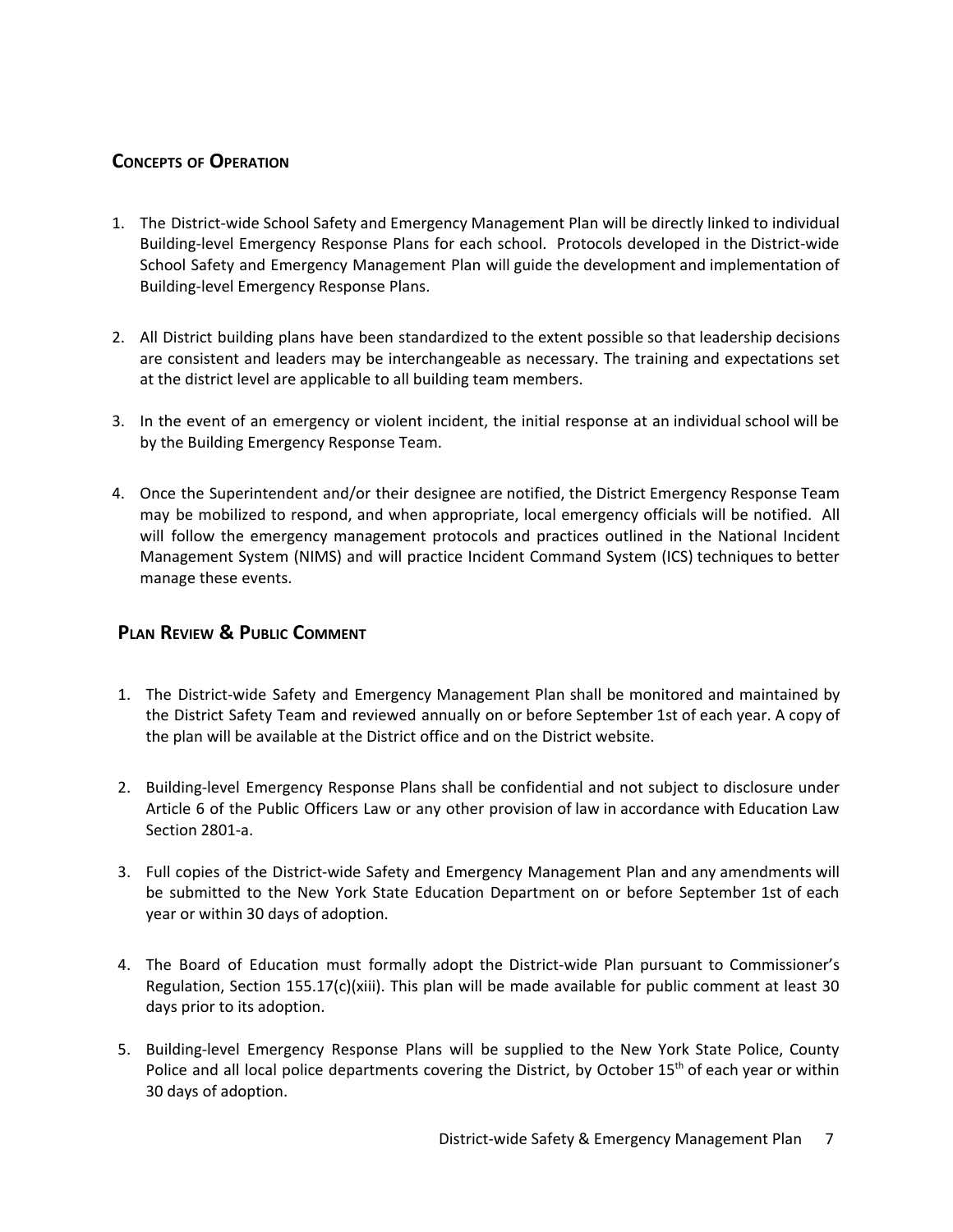## Concepts of Operation

1. The District-wide School Safety and Emergency Management Plan will be directly linked to individual Building-level Emergency Response Plans for each school. Protocols developed in the District-wide School Safety and Emergency Management Plan will guide the development and implementation of Building-level Emergency Response Plans.

2. All District building plans have been standardized to the extent possible so that leadership decisions are consistent and leaders may be interchangeable as necessary. The training and expectations set at the district level are applicable to all building team members.

3. In the event of an emergency or violent incident, the initial response at an individual school will be by the Building Emergency Response Team.

4. Once the Superintendent and/or their designee are notified, the District Emergency Response Team may be mobilized to respond, and when appropriate, local emergency officials will be notified. All will follow the emergency management protocols and practices outlined in the National Incident Management System (NIMS) and will practice Incident Command System (ICS) techniques to better manage these events.

## Plan Review & Public Comment

1. The District-wide Safety and Emergency Management Plan shall be monitored and maintained by the District Safety Team and reviewed annually on or before September 1st of each year. A copy of the plan will be available at the District office and on the District website.

2. Building-level Emergency Response Plans shall be confidential and not subject to disclosure under Article 6 of the Public Officers Law or any other provision of law in accordance with Education Law Section 2801-a.

3. Full copies of the District-wide Safety and Emergency Management Plan and any amendments will be submitted to the New York State Education Department on or before September 1st of each year or within 30 days of adoption.

4. The Board of Education must formally adopt the District-wide Plan pursuant to Commissioner's Regulation, Section 155.17(c)(xiii). This plan will be made available for public comment at least 30 days prior to its adoption.

5. Building-level Emergency Response Plans will be supplied to the New York State Police, County Police and all local police departments covering the District, by October 15th of each year or within 30 days of adoption.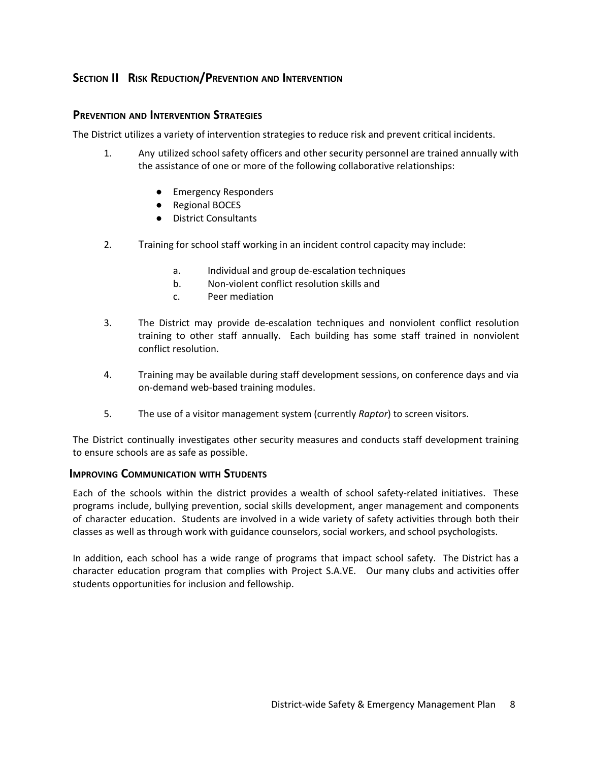## Section II Risk Reduction/Prevention and Intervention

### Prevention and Intervention Strategies

The District utilizes a variety of intervention strategies to reduce risk and prevent critical incidents.

1. Any utilized school safety officers and other security personnel are trained annually with the assistance of one or more of the following collaborative relationships:

   - Emergency Responders
   - Regional BOCES
   - District Consultants

2. Training for school staff working in an incident control capacity may include:

   a. Individual and group de-escalation techniques
   b. Non-violent conflict resolution skills and
   c. Peer mediation

3. The District may provide de-escalation techniques and nonviolent conflict resolution training to other staff annually. Each building has some staff trained in nonviolent conflict resolution.

4. Training may be available during staff development sessions, on conference days and via on-demand web-based training modules.

5. The use of a visitor management system (currently *Raptor*) to screen visitors.

The District continually investigates other security measures and conducts staff development training to ensure schools are as safe as possible.

### Improving Communication with Students

Each of the schools within the district provides a wealth of school safety-related initiatives. These programs include, bullying prevention, social skills development, anger management and components of character education. Students are involved in a wide variety of safety activities through both their classes as well as through work with guidance counselors, social workers, and school psychologists.

In addition, each school has a wide range of programs that impact school safety. The District has a character education program that complies with Project S.A.VE. Our many clubs and activities offer students opportunities for inclusion and fellowship.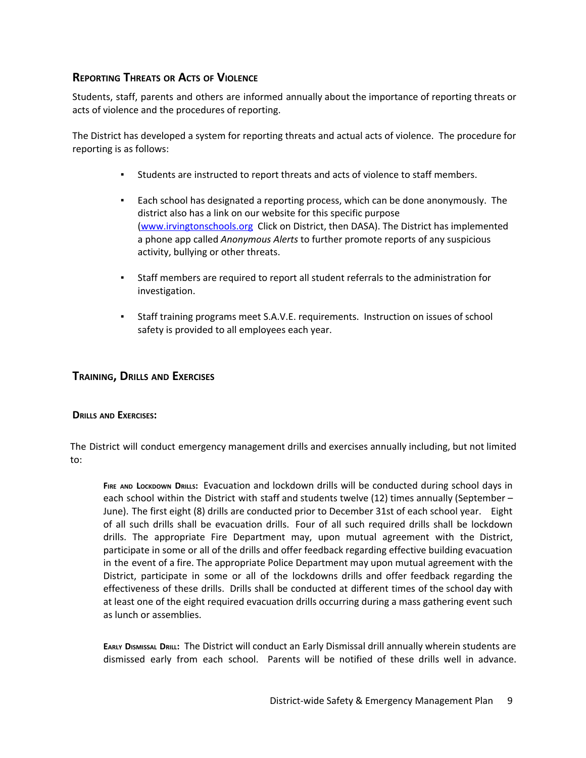## Reporting Threats or Acts of Violence

Students, staff, parents and others are informed annually about the importance of reporting threats or acts of violence and the procedures of reporting.

The District has developed a system for reporting threats and actual acts of violence. The procedure for reporting is as follows:

- Students are instructed to report threats and acts of violence to staff members.
- Each school has designated a reporting process, which can be done anonymously. The district also has a link on our website for this specific purpose ([www.irvingtonschools.org](http://www.irvingtonschools.org) Click on District, then DASA). The District has implemented a phone app called *Anonymous Alerts* to further promote reports of any suspicious activity, bullying or other threats.
- Staff members are required to report all student referrals to the administration for investigation.
- Staff training programs meet S.A.V.E. requirements. Instruction on issues of school safety is provided to all employees each year.

## Training, Drills and Exercises

### Drills and Exercises:

The District will conduct emergency management drills and exercises annually including, but not limited to:

**Fire and Lockdown Drills:** Evacuation and lockdown drills will be conducted during school days in each school within the District with staff and students twelve (12) times annually (September – June). The first eight (8) drills are conducted prior to December 31st of each school year. Eight of all such drills shall be evacuation drills. Four of all such required drills shall be lockdown drills. The appropriate Fire Department may, upon mutual agreement with the District, participate in some or all of the drills and offer feedback regarding effective building evacuation in the event of a fire. The appropriate Police Department may upon mutual agreement with the District, participate in some or all of the lockdowns drills and offer feedback regarding the effectiveness of these drills. Drills shall be conducted at different times of the school day with at least one of the eight required evacuation drills occurring during a mass gathering event such as lunch or assemblies.

**Early Dismissal Drill:** The District will conduct an Early Dismissal drill annually wherein students are dismissed early from each school. Parents will be notified of these drills well in advance.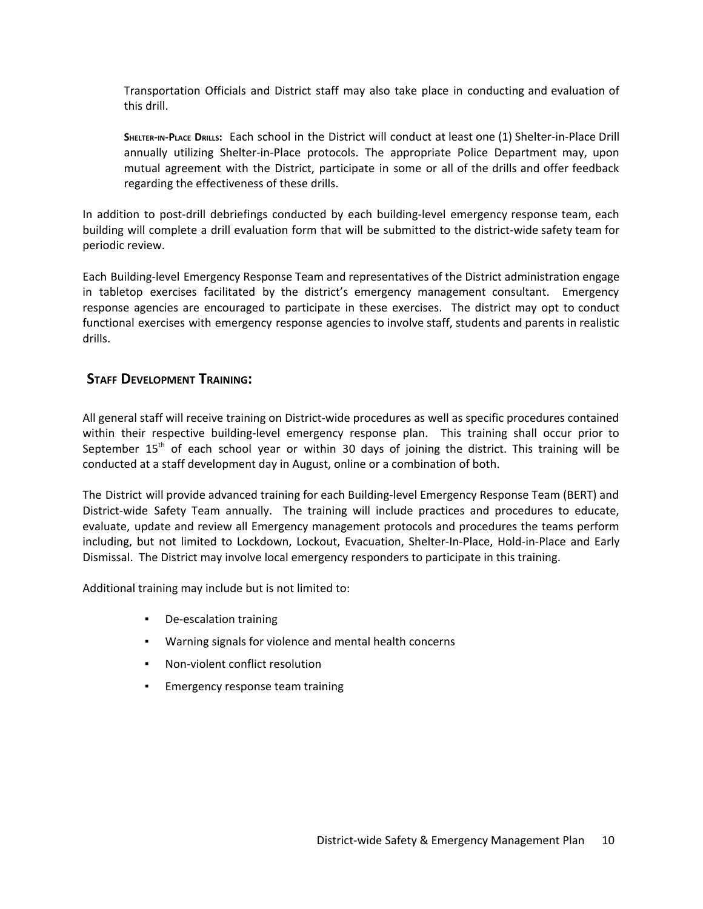Transportation Officials and District staff may also take place in conducting and evaluation of this drill.

**Shelter-in-Place Drills:** Each school in the District will conduct at least one (1) Shelter-in-Place Drill annually utilizing Shelter-in-Place protocols. The appropriate Police Department may, upon mutual agreement with the District, participate in some or all of the drills and offer feedback regarding the effectiveness of these drills.

In addition to post-drill debriefings conducted by each building-level emergency response team, each building will complete a drill evaluation form that will be submitted to the district-wide safety team for periodic review.

Each Building-level Emergency Response Team and representatives of the District administration engage in tabletop exercises facilitated by the district's emergency management consultant. Emergency response agencies are encouraged to participate in these exercises. The district may opt to conduct functional exercises with emergency response agencies to involve staff, students and parents in realistic drills.

## Staff Development Training:

All general staff will receive training on District-wide procedures as well as specific procedures contained within their respective building-level emergency response plan. This training shall occur prior to September 15th of each school year or within 30 days of joining the district. This training will be conducted at a staff development day in August, online or a combination of both.

The District will provide advanced training for each Building-level Emergency Response Team (BERT) and District-wide Safety Team annually. The training will include practices and procedures to educate, evaluate, update and review all Emergency management protocols and procedures the teams perform including, but not limited to Lockdown, Lockout, Evacuation, Shelter-In-Place, Hold-in-Place and Early Dismissal. The District may involve local emergency responders to participate in this training.

Additional training may include but is not limited to:

- De-escalation training
- Warning signals for violence and mental health concerns
- Non-violent conflict resolution
- Emergency response team training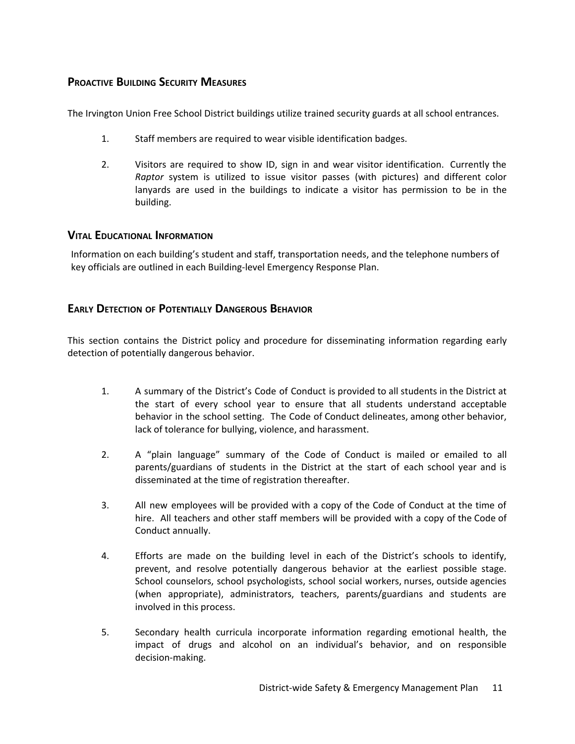## Proactive Building Security Measures

The Irvington Union Free School District buildings utilize trained security guards at all school entrances.

1. Staff members are required to wear visible identification badges.

2. Visitors are required to show ID, sign in and wear visitor identification. Currently the *Raptor* system is utilized to issue visitor passes (with pictures) and different color lanyards are used in the buildings to indicate a visitor has permission to be in the building.

## Vital Educational Information

Information on each building's student and staff, transportation needs, and the telephone numbers of key officials are outlined in each Building-level Emergency Response Plan.

## Early Detection of Potentially Dangerous Behavior

This section contains the District policy and procedure for disseminating information regarding early detection of potentially dangerous behavior.

1. A summary of the District's Code of Conduct is provided to all students in the District at the start of every school year to ensure that all students understand acceptable behavior in the school setting. The Code of Conduct delineates, among other behavior, lack of tolerance for bullying, violence, and harassment.

2. A "plain language" summary of the Code of Conduct is mailed or emailed to all parents/guardians of students in the District at the start of each school year and is disseminated at the time of registration thereafter.

3. All new employees will be provided with a copy of the Code of Conduct at the time of hire. All teachers and other staff members will be provided with a copy of the Code of Conduct annually.

4. Efforts are made on the building level in each of the District's schools to identify, prevent, and resolve potentially dangerous behavior at the earliest possible stage. School counselors, school psychologists, school social workers, nurses, outside agencies (when appropriate), administrators, teachers, parents/guardians and students are involved in this process.

5. Secondary health curricula incorporate information regarding emotional health, the impact of drugs and alcohol on an individual's behavior, and on responsible decision-making.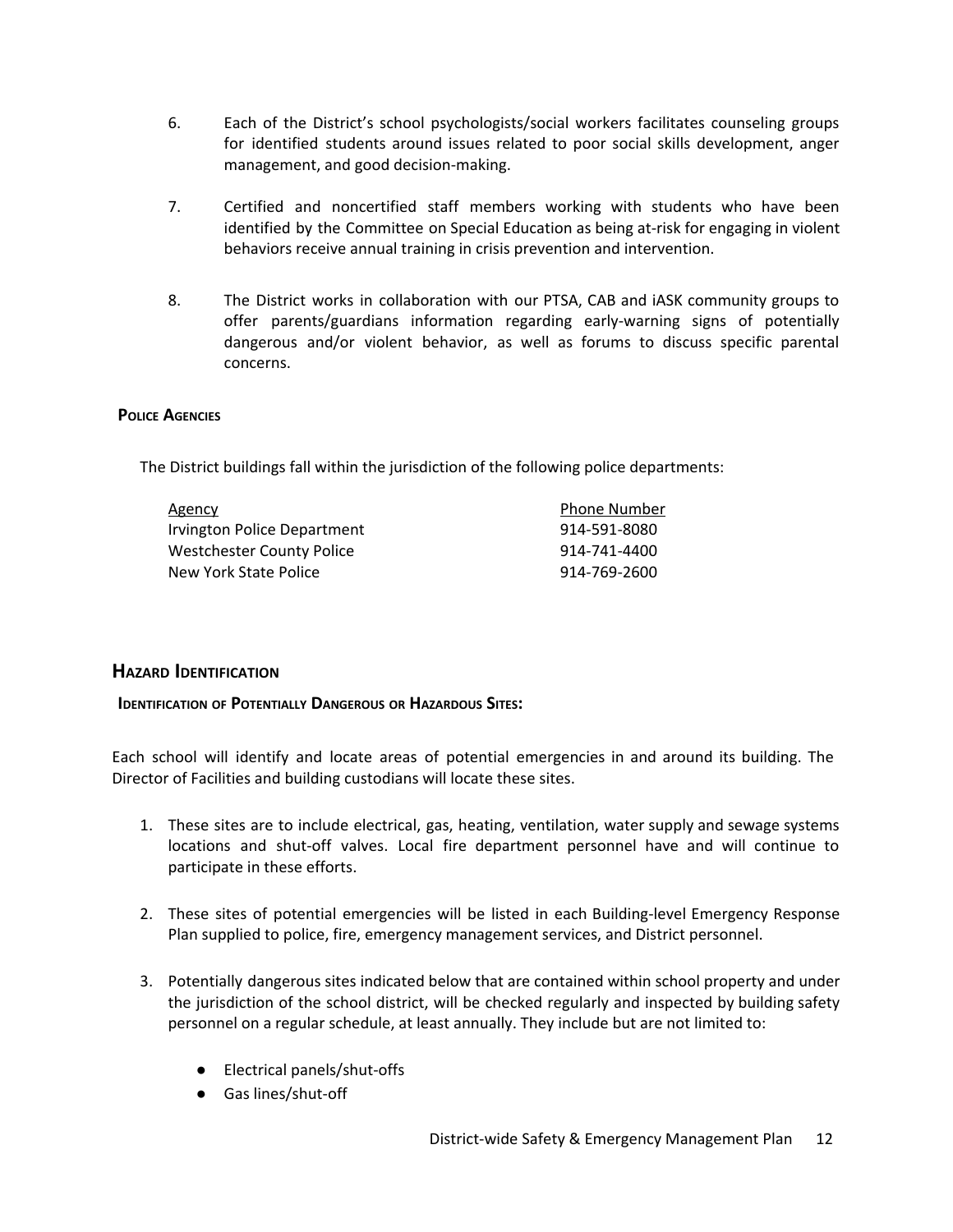6. Each of the District's school psychologists/social workers facilitates counseling groups for identified students around issues related to poor social skills development, anger management, and good decision-making.

7. Certified and noncertified staff members working with students who have been identified by the Committee on Special Education as being at-risk for engaging in violent behaviors receive annual training in crisis prevention and intervention.

8. The District works in collaboration with our PTSA, CAB and iASK community groups to offer parents/guardians information regarding early-warning signs of potentially dangerous and/or violent behavior, as well as forums to discuss specific parental concerns.

#### Police Agencies

The District buildings fall within the jurisdiction of the following police departments:

| Agency | Phone Number |
|---|---|
| Irvington Police Department | 914-591-8080 |
| Westchester County Police | 914-741-4400 |
| New York State Police | 914-769-2600 |

### Hazard Identification

#### Identification of Potentially Dangerous or Hazardous Sites:

Each school will identify and locate areas of potential emergencies in and around its building. The Director of Facilities and building custodians will locate these sites.

1. These sites are to include electrical, gas, heating, ventilation, water supply and sewage systems locations and shut-off valves. Local fire department personnel have and will continue to participate in these efforts.

2. These sites of potential emergencies will be listed in each Building-level Emergency Response Plan supplied to police, fire, emergency management services, and District personnel.

3. Potentially dangerous sites indicated below that are contained within school property and under the jurisdiction of the school district, will be checked regularly and inspected by building safety personnel on a regular schedule, at least annually. They include but are not limited to:

    - Electrical panels/shut-offs
    - Gas lines/shut-off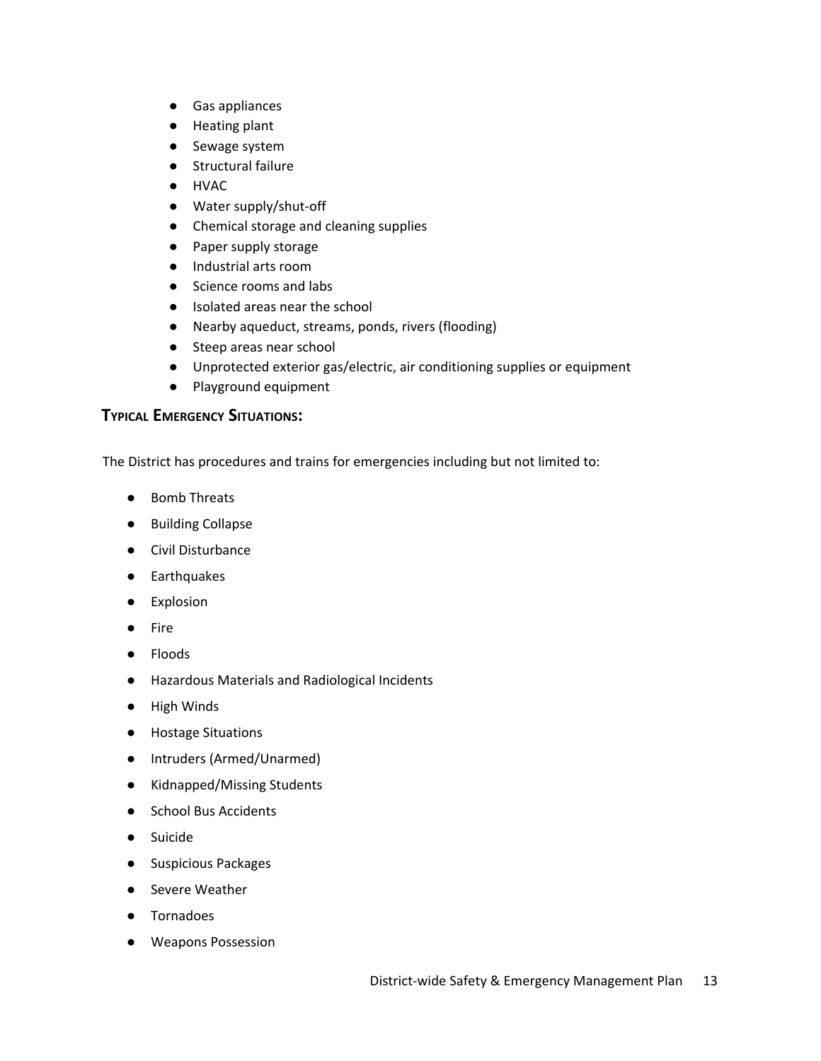- Gas appliances
- Heating plant
- Sewage system
- Structural failure
- HVAC
- Water supply/shut-off
- Chemical storage and cleaning supplies
- Paper supply storage
- Industrial arts room
- Science rooms and labs
- Isolated areas near the school
- Nearby aqueduct, streams, ponds, rivers (flooding)
- Steep areas near school
- Unprotected exterior gas/electric, air conditioning supplies or equipment
- Playground equipment

## Typical Emergency Situations:

The District has procedures and trains for emergencies including but not limited to:

- Bomb Threats
- Building Collapse
- Civil Disturbance
- Earthquakes
- Explosion
- Fire
- Floods
- Hazardous Materials and Radiological Incidents
- High Winds
- Hostage Situations
- Intruders (Armed/Unarmed)
- Kidnapped/Missing Students
- School Bus Accidents
- Suicide
- Suspicious Packages
- Severe Weather
- Tornadoes
- Weapons Possession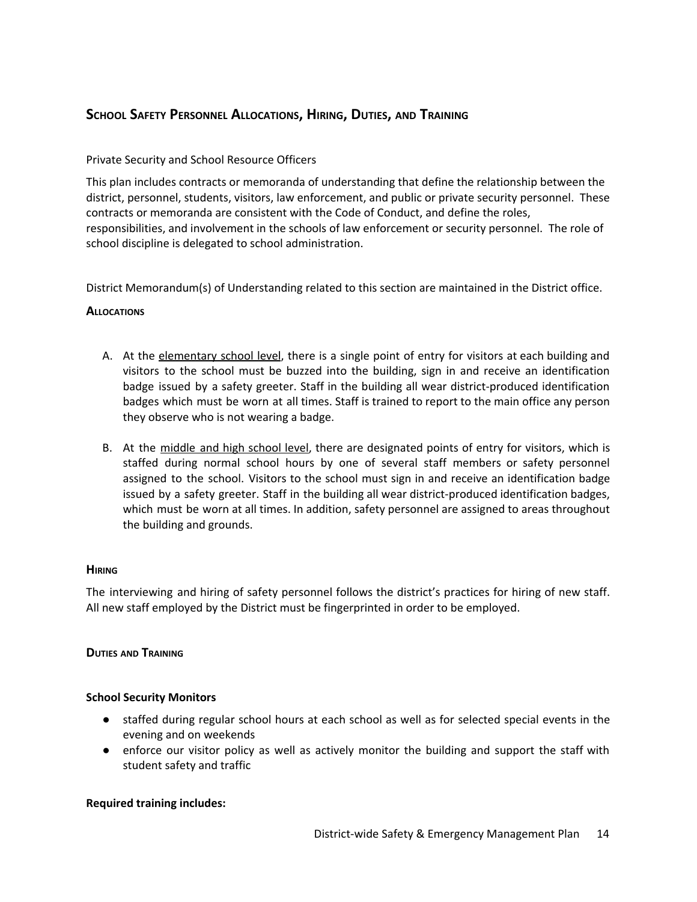## School Safety Personnel Allocations, Hiring, Duties, and Training

Private Security and School Resource Officers

This plan includes contracts or memoranda of understanding that define the relationship between the district, personnel, students, visitors, law enforcement, and public or private security personnel. These contracts or memoranda are consistent with the Code of Conduct, and define the roles, responsibilities, and involvement in the schools of law enforcement or security personnel. The role of school discipline is delegated to school administration.

District Memorandum(s) of Understanding related to this section are maintained in the District office.

### Allocations

A. At the elementary school level, there is a single point of entry for visitors at each building and visitors to the school must be buzzed into the building, sign in and receive an identification badge issued by a safety greeter. Staff in the building all wear district-produced identification badges which must be worn at all times. Staff is trained to report to the main office any person they observe who is not wearing a badge.

B. At the middle and high school level, there are designated points of entry for visitors, which is staffed during normal school hours by one of several staff members or safety personnel assigned to the school. Visitors to the school must sign in and receive an identification badge issued by a safety greeter. Staff in the building all wear district-produced identification badges, which must be worn at all times. In addition, safety personnel are assigned to areas throughout the building and grounds.

### Hiring

The interviewing and hiring of safety personnel follows the district's practices for hiring of new staff. All new staff employed by the District must be fingerprinted in order to be employed.

### Duties and Training

**School Security Monitors**

- staffed during regular school hours at each school as well as for selected special events in the evening and on weekends
- enforce our visitor policy as well as actively monitor the building and support the staff with student safety and traffic

**Required training includes:**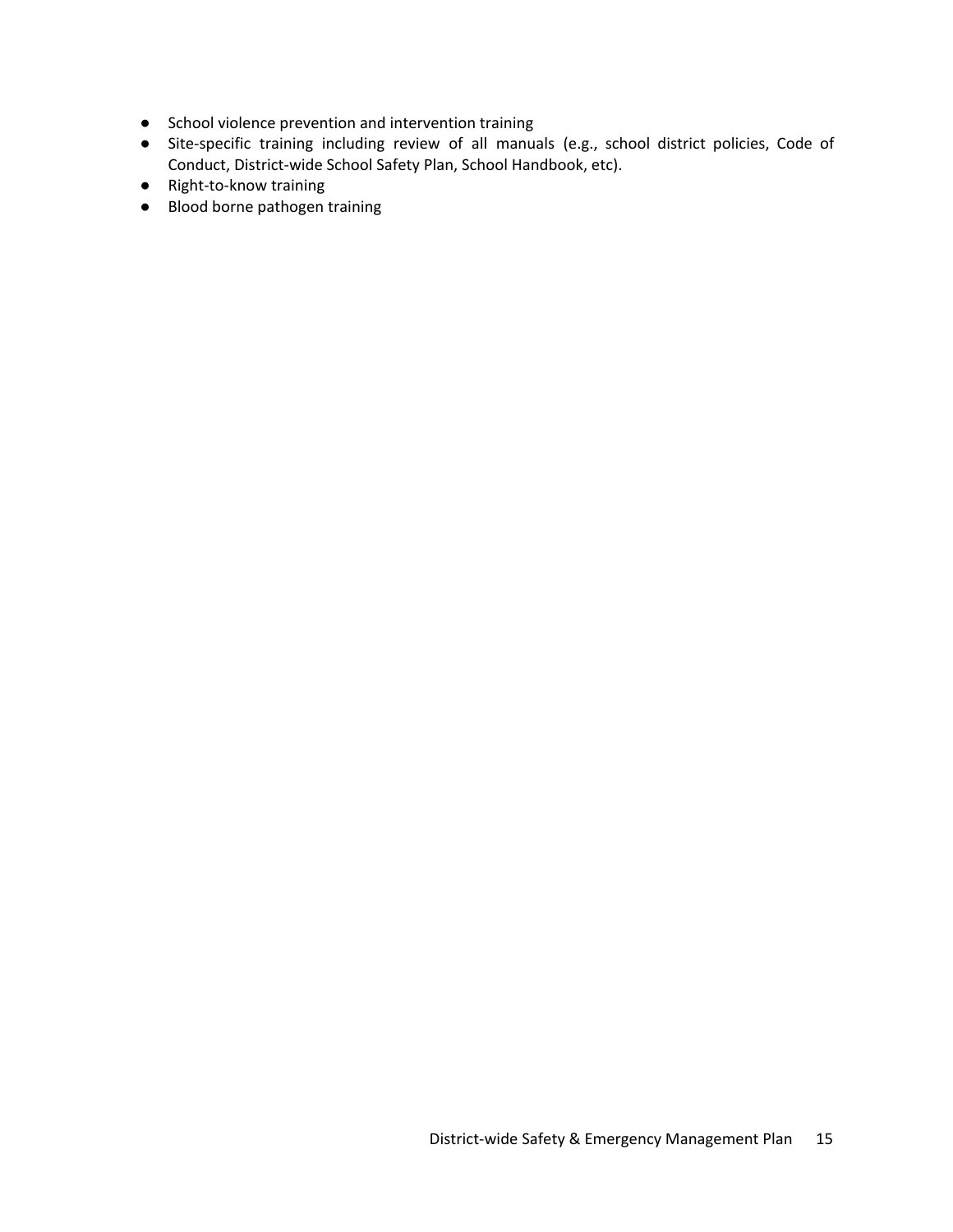- School violence prevention and intervention training
- Site-specific training including review of all manuals (e.g., school district policies, Code of Conduct, District-wide School Safety Plan, School Handbook, etc).
- Right-to-know training
- Blood borne pathogen training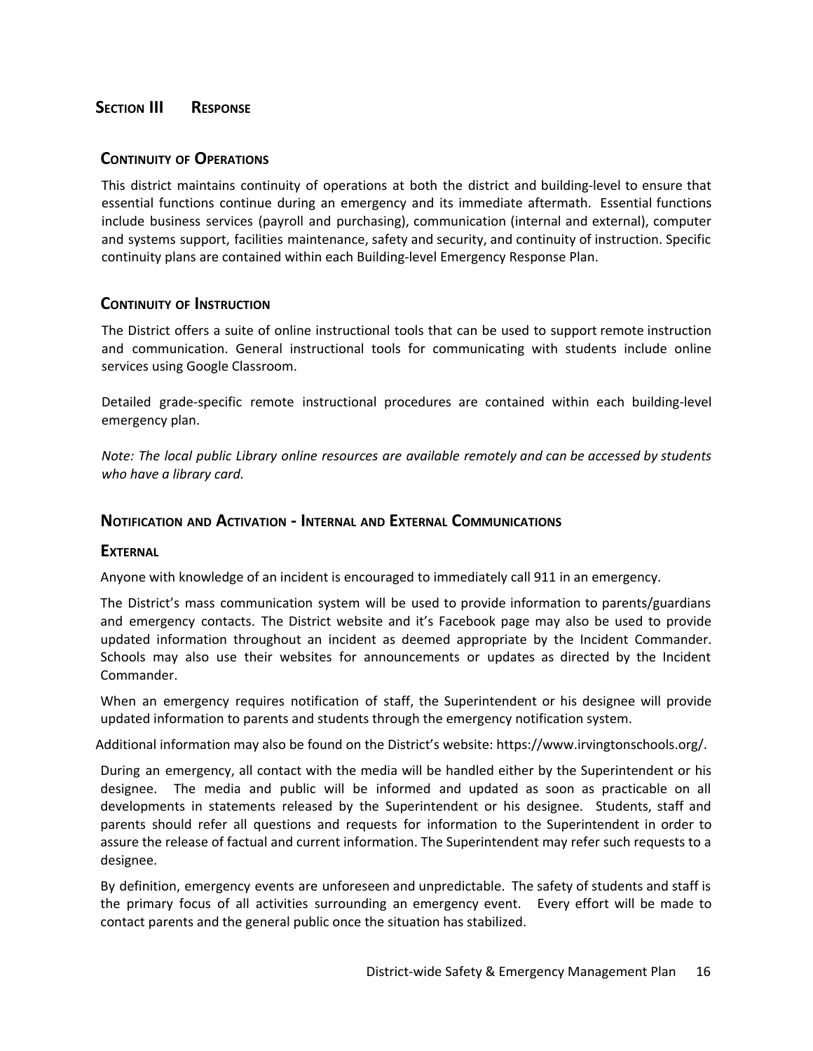# Section III Response

## Continuity of Operations

This district maintains continuity of operations at both the district and building-level to ensure that essential functions continue during an emergency and its immediate aftermath. Essential functions include business services (payroll and purchasing), communication (internal and external), computer and systems support, facilities maintenance, safety and security, and continuity of instruction. Specific continuity plans are contained within each Building-level Emergency Response Plan.

## Continuity of Instruction

The District offers a suite of online instructional tools that can be used to support remote instruction and communication. General instructional tools for communicating with students include online services using Google Classroom.

Detailed grade-specific remote instructional procedures are contained within each building-level emergency plan.

*Note: The local public Library online resources are available remotely and can be accessed by students who have a library card.*

## Notification and Activation - Internal and External Communications

### External

Anyone with knowledge of an incident is encouraged to immediately call 911 in an emergency.

The District's mass communication system will be used to provide information to parents/guardians and emergency contacts. The District website and it's Facebook page may also be used to provide updated information throughout an incident as deemed appropriate by the Incident Commander. Schools may also use their websites for announcements or updates as directed by the Incident Commander.

When an emergency requires notification of staff, the Superintendent or his designee will provide updated information to parents and students through the emergency notification system.

Additional information may also be found on the District's website: https://www.irvingtonschools.org/.

During an emergency, all contact with the media will be handled either by the Superintendent or his designee. The media and public will be informed and updated as soon as practicable on all developments in statements released by the Superintendent or his designee. Students, staff and parents should refer all questions and requests for information to the Superintendent in order to assure the release of factual and current information. The Superintendent may refer such requests to a designee.

By definition, emergency events are unforeseen and unpredictable. The safety of students and staff is the primary focus of all activities surrounding an emergency event. Every effort will be made to contact parents and the general public once the situation has stabilized.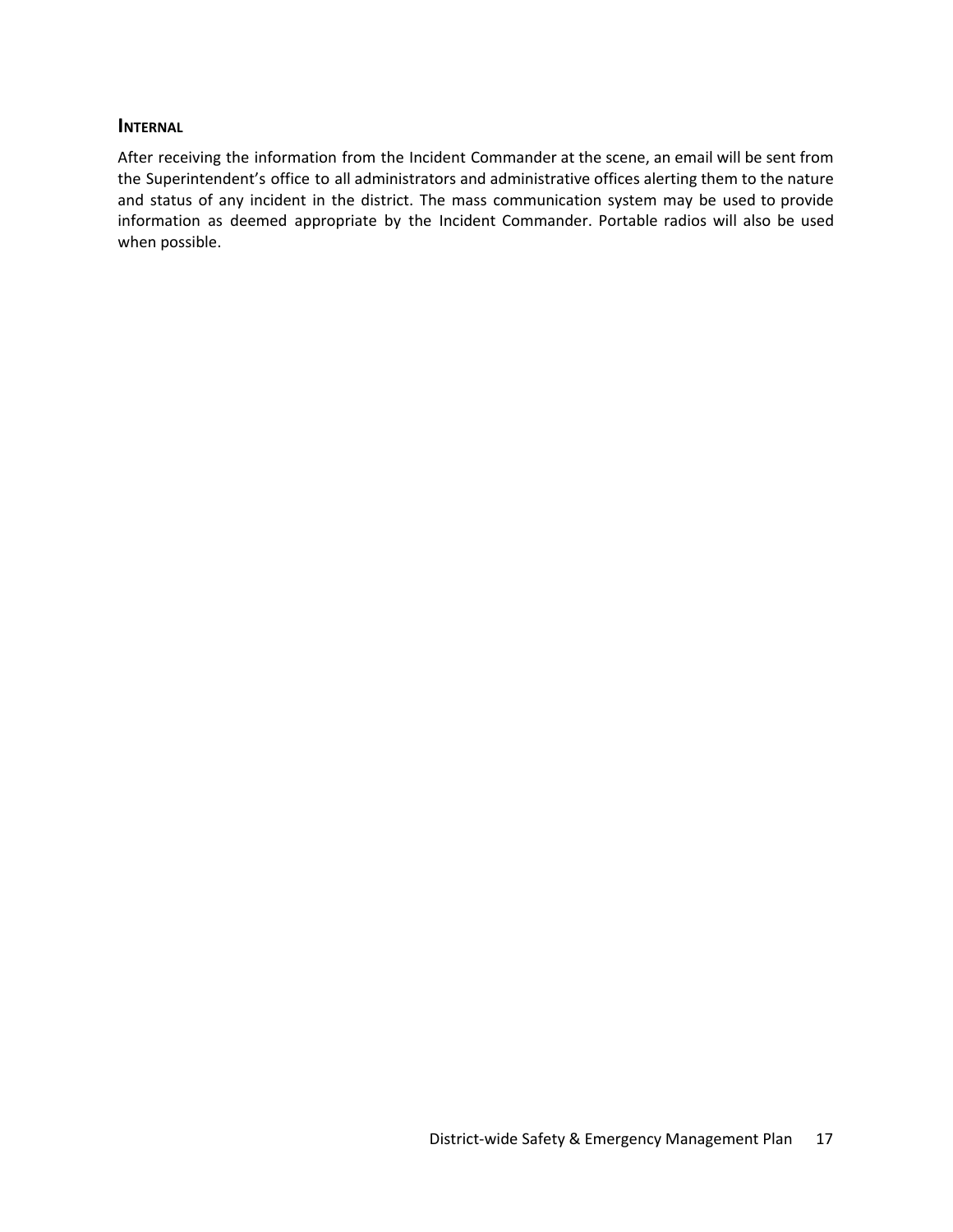### INTERNAL

After receiving the information from the Incident Commander at the scene, an email will be sent from the Superintendent's office to all administrators and administrative offices alerting them to the nature and status of any incident in the district. The mass communication system may be used to provide information as deemed appropriate by the Incident Commander. Portable radios will also be used when possible.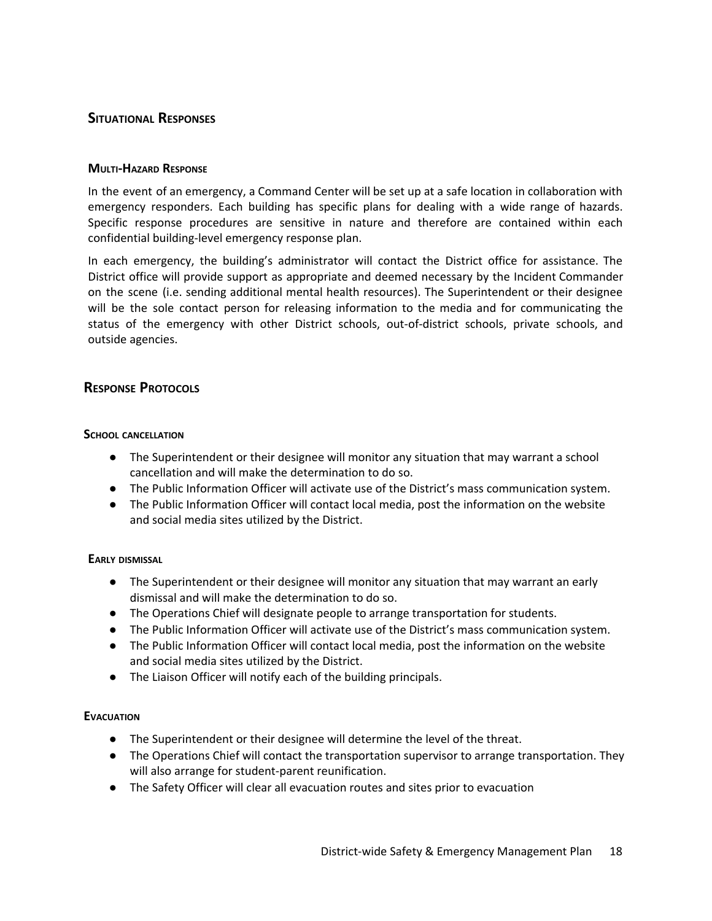## Situational Responses

### Multi-Hazard Response

In the event of an emergency, a Command Center will be set up at a safe location in collaboration with emergency responders. Each building has specific plans for dealing with a wide range of hazards. Specific response procedures are sensitive in nature and therefore are contained within each confidential building-level emergency response plan.

In each emergency, the building's administrator will contact the District office for assistance. The District office will provide support as appropriate and deemed necessary by the Incident Commander on the scene (i.e. sending additional mental health resources). The Superintendent or their designee will be the sole contact person for releasing information to the media and for communicating the status of the emergency with other District schools, out-of-district schools, private schools, and outside agencies.

## Response Protocols

### School cancellation

- The Superintendent or their designee will monitor any situation that may warrant a school cancellation and will make the determination to do so.
- The Public Information Officer will activate use of the District's mass communication system.
- The Public Information Officer will contact local media, post the information on the website and social media sites utilized by the District.

### Early dismissal

- The Superintendent or their designee will monitor any situation that may warrant an early dismissal and will make the determination to do so.
- The Operations Chief will designate people to arrange transportation for students.
- The Public Information Officer will activate use of the District's mass communication system.
- The Public Information Officer will contact local media, post the information on the website and social media sites utilized by the District.
- The Liaison Officer will notify each of the building principals.

### Evacuation

- The Superintendent or their designee will determine the level of the threat.
- The Operations Chief will contact the transportation supervisor to arrange transportation. They will also arrange for student-parent reunification.
- The Safety Officer will clear all evacuation routes and sites prior to evacuation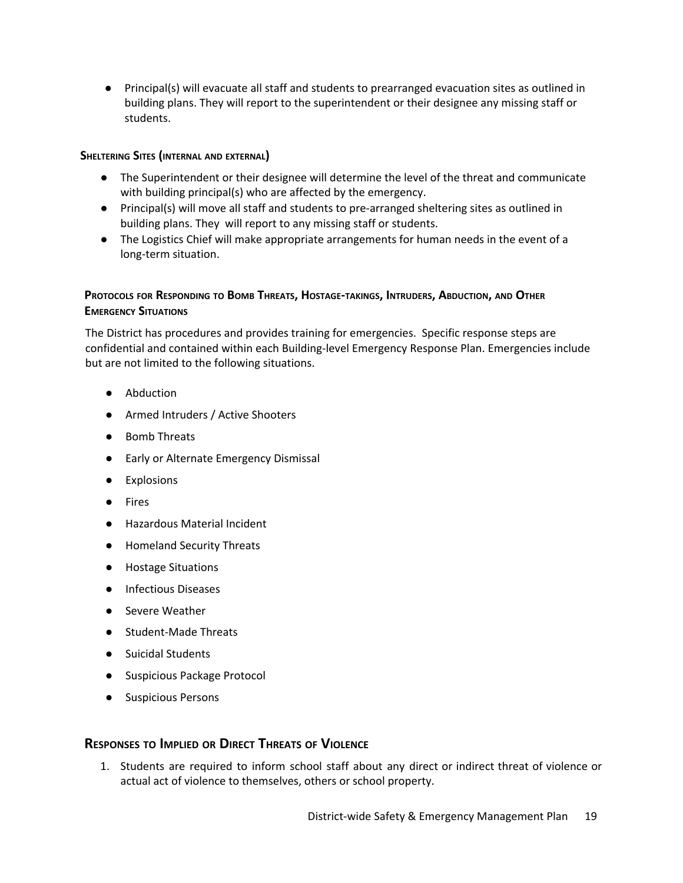- Principal(s) will evacuate all staff and students to prearranged evacuation sites as outlined in building plans. They will report to the superintendent or their designee any missing staff or students.

#### Sheltering Sites (internal and external)

- The Superintendent or their designee will determine the level of the threat and communicate with building principal(s) who are affected by the emergency.
- Principal(s) will move all staff and students to pre-arranged sheltering sites as outlined in building plans. They will report to any missing staff or students.
- The Logistics Chief will make appropriate arrangements for human needs in the event of a long-term situation.

#### Protocols for Responding to Bomb Threats, Hostage-takings, Intruders, Abduction, and Other Emergency Situations

The District has procedures and provides training for emergencies. Specific response steps are confidential and contained within each Building-level Emergency Response Plan. Emergencies include but are not limited to the following situations.

- Abduction
- Armed Intruders / Active Shooters
- Bomb Threats
- Early or Alternate Emergency Dismissal
- Explosions
- Fires
- Hazardous Material Incident
- Homeland Security Threats
- Hostage Situations
- Infectious Diseases
- Severe Weather
- Student-Made Threats
- Suicidal Students
- Suspicious Package Protocol
- Suspicious Persons

### Responses to Implied or Direct Threats of Violence

1. Students are required to inform school staff about any direct or indirect threat of violence or actual act of violence to themselves, others or school property.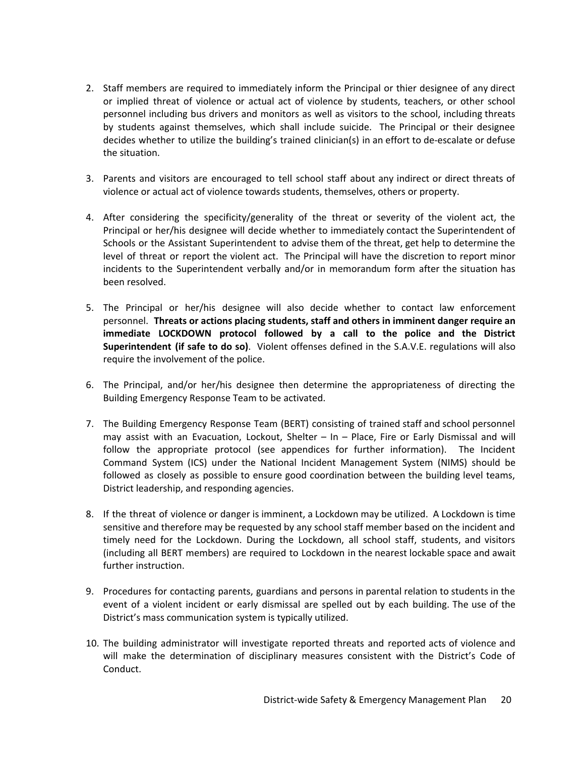2. Staff members are required to immediately inform the Principal or thier designee of any direct or implied threat of violence or actual act of violence by students, teachers, or other school personnel including bus drivers and monitors as well as visitors to the school, including threats by students against themselves, which shall include suicide. The Principal or their designee decides whether to utilize the building's trained clinician(s) in an effort to de-escalate or defuse the situation.

3. Parents and visitors are encouraged to tell school staff about any indirect or direct threats of violence or actual act of violence towards students, themselves, others or property.

4. After considering the specificity/generality of the threat or severity of the violent act, the Principal or her/his designee will decide whether to immediately contact the Superintendent of Schools or the Assistant Superintendent to advise them of the threat, get help to determine the level of threat or report the violent act. The Principal will have the discretion to report minor incidents to the Superintendent verbally and/or in memorandum form after the situation has been resolved.

5. The Principal or her/his designee will also decide whether to contact law enforcement personnel. **Threats or actions placing students, staff and others in imminent danger require an immediate LOCKDOWN protocol followed by a call to the police and the District Superintendent (if safe to do so)**. Violent offenses defined in the S.A.V.E. regulations will also require the involvement of the police.

6. The Principal, and/or her/his designee then determine the appropriateness of directing the Building Emergency Response Team to be activated.

7. The Building Emergency Response Team (BERT) consisting of trained staff and school personnel may assist with an Evacuation, Lockout, Shelter – In – Place, Fire or Early Dismissal and will follow the appropriate protocol (see appendices for further information). The Incident Command System (ICS) under the National Incident Management System (NIMS) should be followed as closely as possible to ensure good coordination between the building level teams, District leadership, and responding agencies.

8. If the threat of violence or danger is imminent, a Lockdown may be utilized. A Lockdown is time sensitive and therefore may be requested by any school staff member based on the incident and timely need for the Lockdown. During the Lockdown, all school staff, students, and visitors (including all BERT members) are required to Lockdown in the nearest lockable space and await further instruction.

9. Procedures for contacting parents, guardians and persons in parental relation to students in the event of a violent incident or early dismissal are spelled out by each building. The use of the District's mass communication system is typically utilized.

10. The building administrator will investigate reported threats and reported acts of violence and will make the determination of disciplinary measures consistent with the District's Code of Conduct.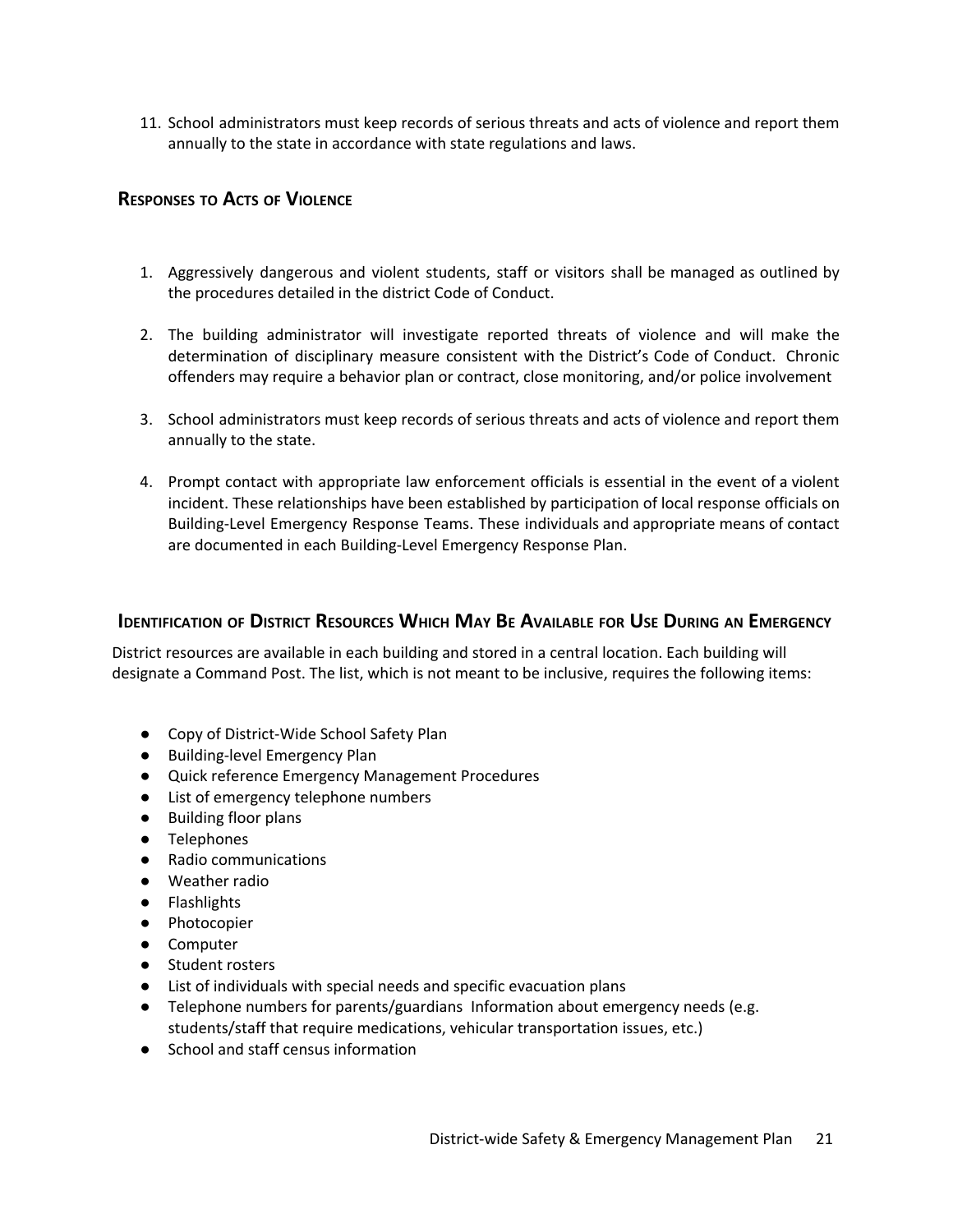11. School administrators must keep records of serious threats and acts of violence and report them annually to the state in accordance with state regulations and laws.

## Responses to Acts of Violence

1. Aggressively dangerous and violent students, staff or visitors shall be managed as outlined by the procedures detailed in the district Code of Conduct.

2. The building administrator will investigate reported threats of violence and will make the determination of disciplinary measure consistent with the District's Code of Conduct. Chronic offenders may require a behavior plan or contract, close monitoring, and/or police involvement

3. School administrators must keep records of serious threats and acts of violence and report them annually to the state.

4. Prompt contact with appropriate law enforcement officials is essential in the event of a violent incident. These relationships have been established by participation of local response officials on Building-Level Emergency Response Teams. These individuals and appropriate means of contact are documented in each Building-Level Emergency Response Plan.

## Identification of District Resources Which May Be Available for Use During an Emergency

District resources are available in each building and stored in a central location. Each building will designate a Command Post. The list, which is not meant to be inclusive, requires the following items:

- Copy of District-Wide School Safety Plan
- Building-level Emergency Plan
- Quick reference Emergency Management Procedures
- List of emergency telephone numbers
- Building floor plans
- Telephones
- Radio communications
- Weather radio
- Flashlights
- Photocopier
- Computer
- Student rosters
- List of individuals with special needs and specific evacuation plans
- Telephone numbers for parents/guardians Information about emergency needs (e.g. students/staff that require medications, vehicular transportation issues, etc.)
- School and staff census information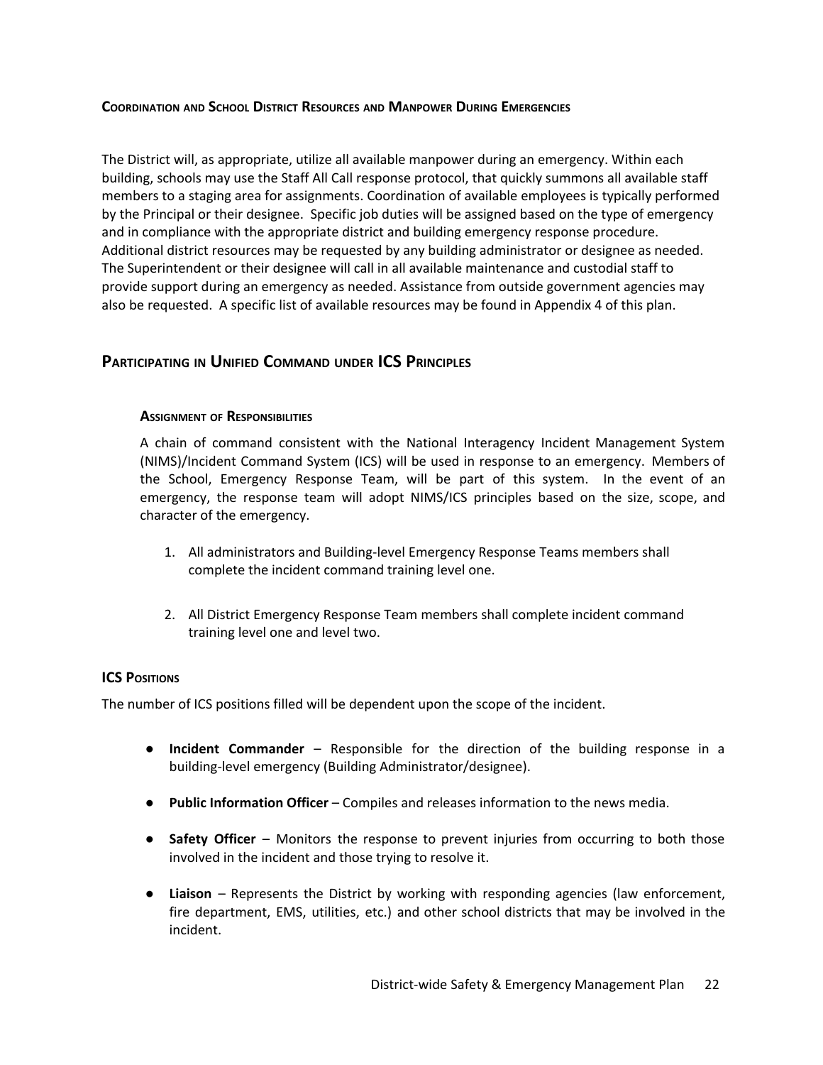#### Coordination and School District Resources and Manpower During Emergencies

The District will, as appropriate, utilize all available manpower during an emergency. Within each building, schools may use the Staff All Call response protocol, that quickly summons all available staff members to a staging area for assignments. Coordination of available employees is typically performed by the Principal or their designee. Specific job duties will be assigned based on the type of emergency and in compliance with the appropriate district and building emergency response procedure. Additional district resources may be requested by any building administrator or designee as needed. The Superintendent or their designee will call in all available maintenance and custodial staff to provide support during an emergency as needed. Assistance from outside government agencies may also be requested. A specific list of available resources may be found in Appendix 4 of this plan.

## Participating in Unified Command under ICS Principles

#### Assignment of Responsibilities

A chain of command consistent with the National Interagency Incident Management System (NIMS)/Incident Command System (ICS) will be used in response to an emergency. Members of the School, Emergency Response Team, will be part of this system. In the event of an emergency, the response team will adopt NIMS/ICS principles based on the size, scope, and character of the emergency.

1. All administrators and Building-level Emergency Response Teams members shall complete the incident command training level one.

2. All District Emergency Response Team members shall complete incident command training level one and level two.

#### ICS Positions

The number of ICS positions filled will be dependent upon the scope of the incident.

- **Incident Commander** – Responsible for the direction of the building response in a building-level emergency (Building Administrator/designee).

- **Public Information Officer** – Compiles and releases information to the news media.

- **Safety Officer** – Monitors the response to prevent injuries from occurring to both those involved in the incident and those trying to resolve it.

- **Liaison** – Represents the District by working with responding agencies (law enforcement, fire department, EMS, utilities, etc.) and other school districts that may be involved in the incident.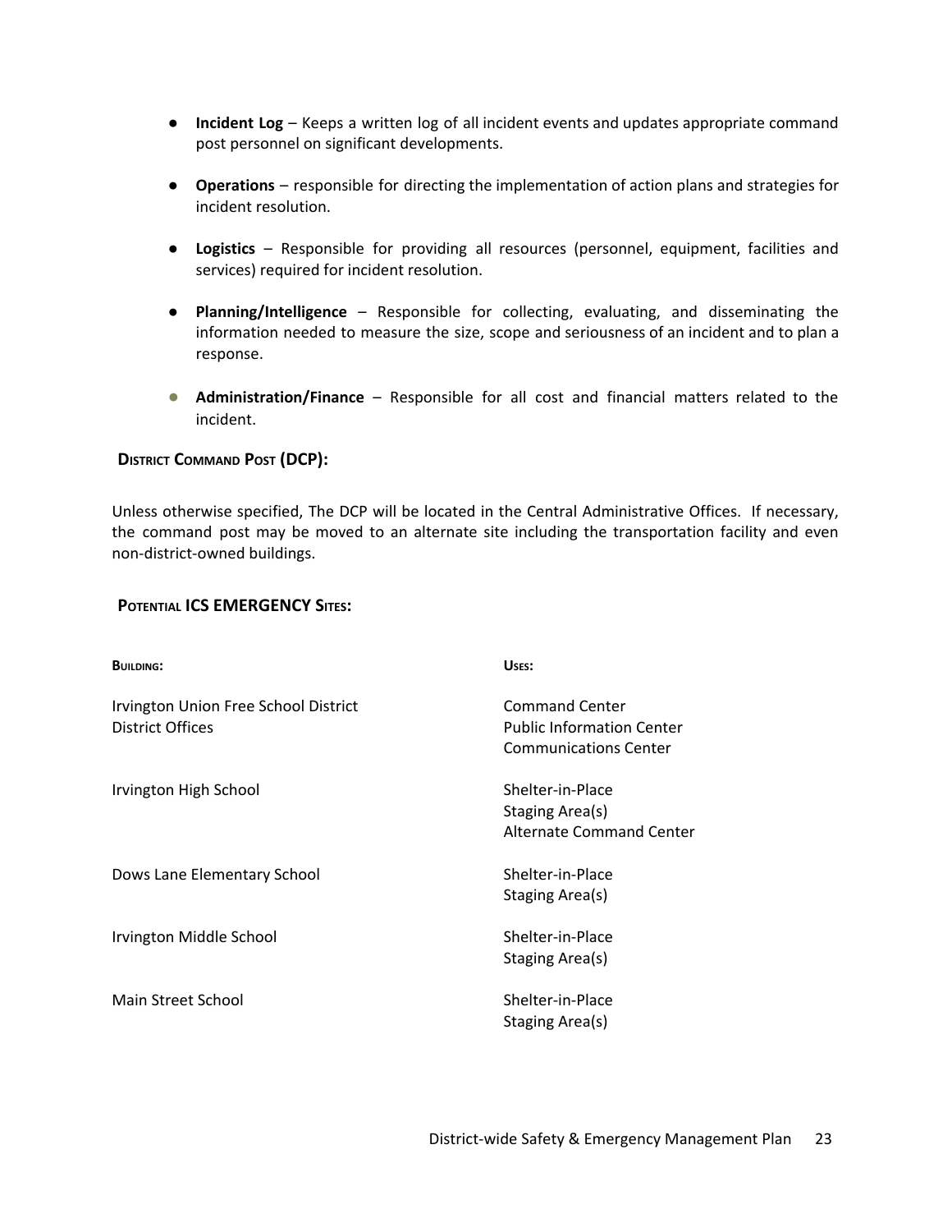- **Incident Log** – Keeps a written log of all incident events and updates appropriate command post personnel on significant developments.
- **Operations** – responsible for directing the implementation of action plans and strategies for incident resolution.
- **Logistics** – Responsible for providing all resources (personnel, equipment, facilities and services) required for incident resolution.
- **Planning/Intelligence** – Responsible for collecting, evaluating, and disseminating the information needed to measure the size, scope and seriousness of an incident and to plan a response.
- **Administration/Finance** – Responsible for all cost and financial matters related to the incident.

### District Command Post (DCP):

Unless otherwise specified, The DCP will be located in the Central Administrative Offices. If necessary, the command post may be moved to an alternate site including the transportation facility and even non-district-owned buildings.

### Potential ICS EMERGENCY Sites:

| Building: | Uses: |
|---|---|
| Irvington Union Free School District District Offices | Command Center<br>Public Information Center<br>Communications Center |
| Irvington High School | Shelter-in-Place<br>Staging Area(s)<br>Alternate Command Center |
| Dows Lane Elementary School | Shelter-in-Place<br>Staging Area(s) |
| Irvington Middle School | Shelter-in-Place<br>Staging Area(s) |
| Main Street School | Shelter-in-Place<br>Staging Area(s) |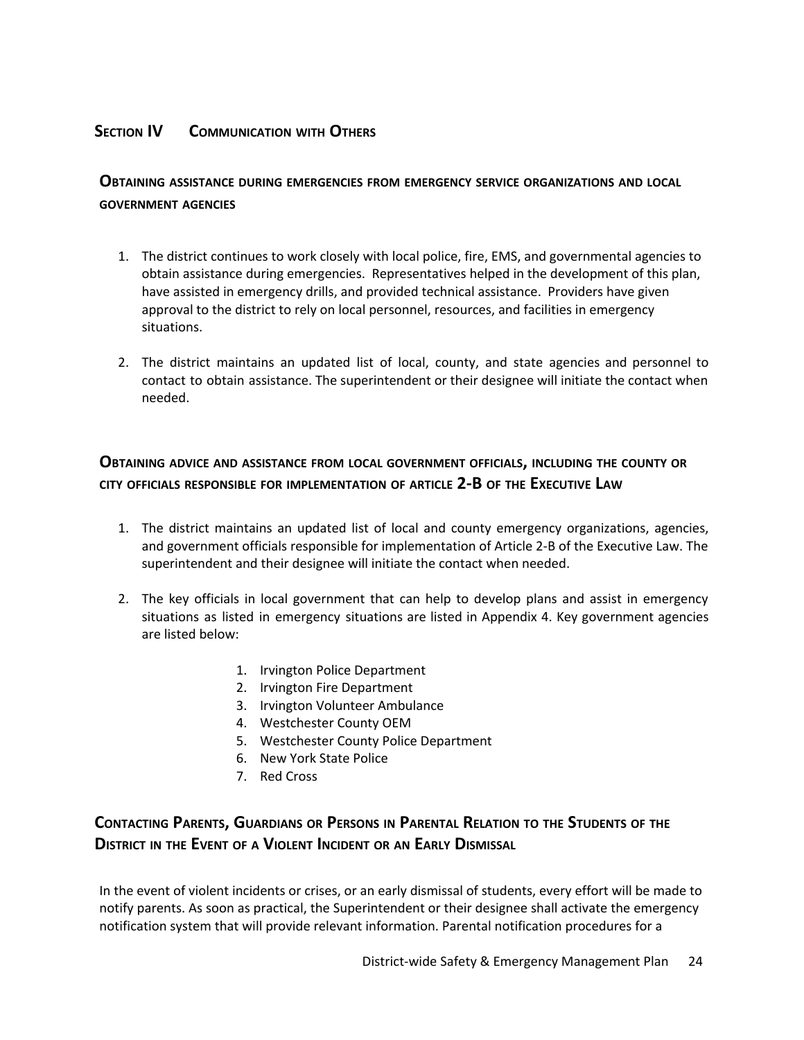## Section IV Communication with Others

### Obtaining assistance during emergencies from emergency service organizations and local government agencies

1. The district continues to work closely with local police, fire, EMS, and governmental agencies to obtain assistance during emergencies. Representatives helped in the development of this plan, have assisted in emergency drills, and provided technical assistance. Providers have given approval to the district to rely on local personnel, resources, and facilities in emergency situations.

2. The district maintains an updated list of local, county, and state agencies and personnel to contact to obtain assistance. The superintendent or their designee will initiate the contact when needed.

### Obtaining advice and assistance from local government officials, including the county or city officials responsible for implementation of article 2-B of the Executive Law

1. The district maintains an updated list of local and county emergency organizations, agencies, and government officials responsible for implementation of Article 2-B of the Executive Law. The superintendent and their designee will initiate the contact when needed.

2. The key officials in local government that can help to develop plans and assist in emergency situations as listed in emergency situations are listed in Appendix 4. Key government agencies are listed below:

    1. Irvington Police Department
    2. Irvington Fire Department
    3. Irvington Volunteer Ambulance
    4. Westchester County OEM
    5. Westchester County Police Department
    6. New York State Police
    7. Red Cross

### Contacting Parents, Guardians or Persons in Parental Relation to the Students of the District in the Event of a Violent Incident or an Early Dismissal

In the event of violent incidents or crises, or an early dismissal of students, every effort will be made to notify parents. As soon as practical, the Superintendent or their designee shall activate the emergency notification system that will provide relevant information. Parental notification procedures for a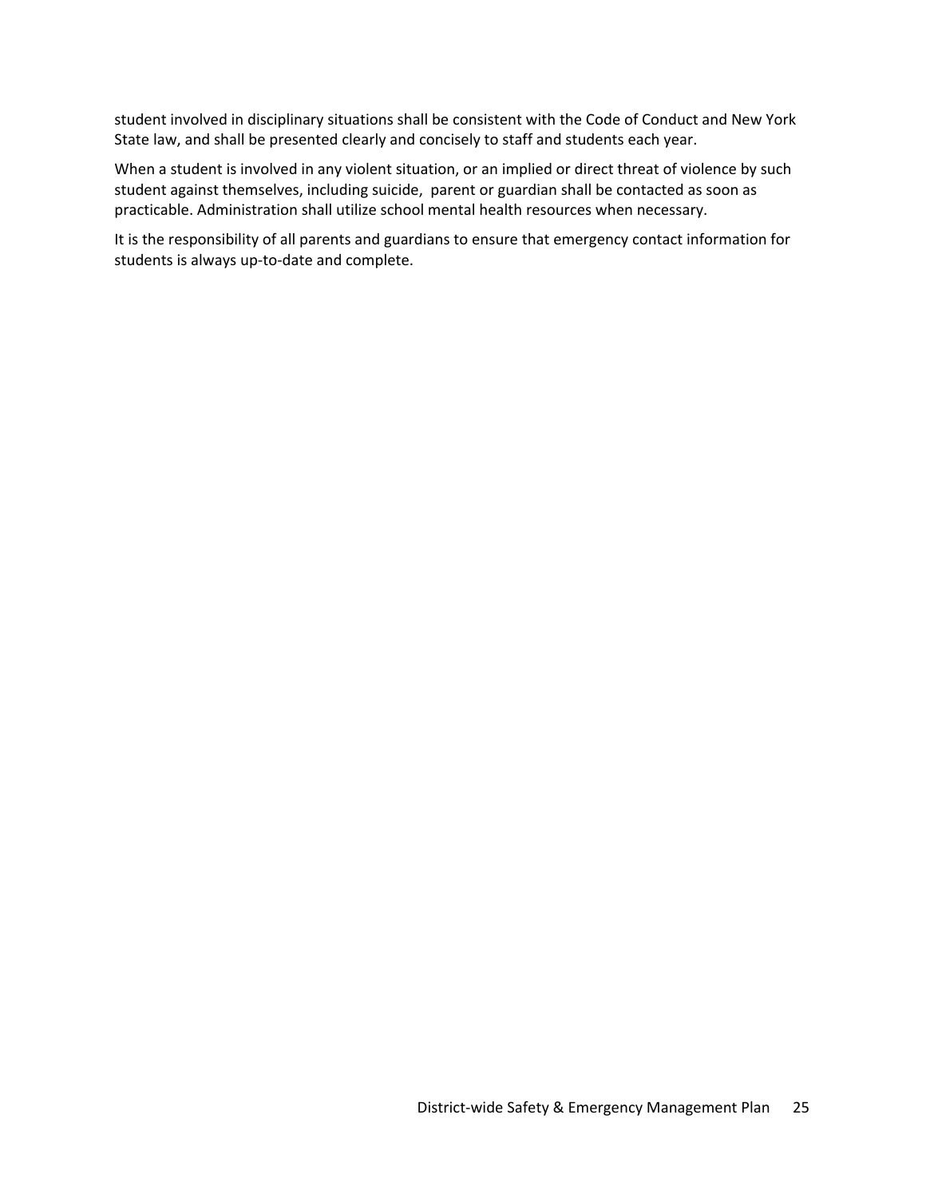student involved in disciplinary situations shall be consistent with the Code of Conduct and New York State law, and shall be presented clearly and concisely to staff and students each year.

When a student is involved in any violent situation, or an implied or direct threat of violence by such student against themselves, including suicide,  parent or guardian shall be contacted as soon as practicable. Administration shall utilize school mental health resources when necessary.

It is the responsibility of all parents and guardians to ensure that emergency contact information for students is always up-to-date and complete.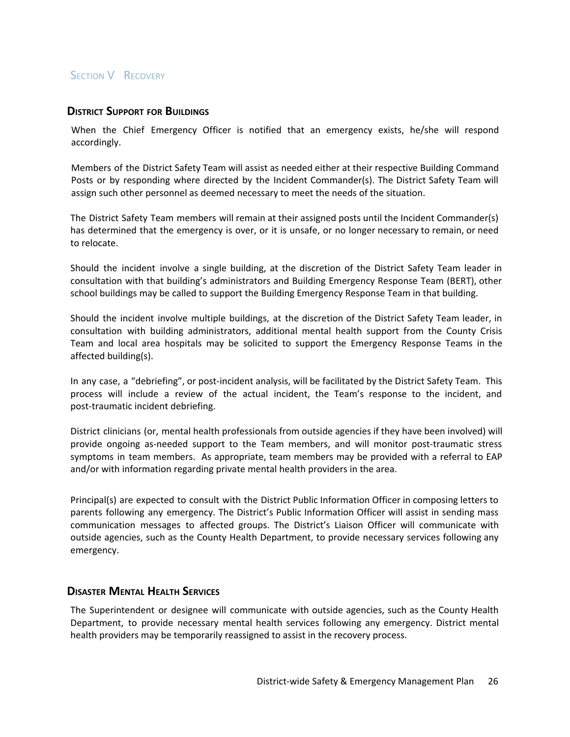# Section V Recovery

## District Support for Buildings

When the Chief Emergency Officer is notified that an emergency exists, he/she will respond accordingly.

Members of the District Safety Team will assist as needed either at their respective Building Command Posts or by responding where directed by the Incident Commander(s). The District Safety Team will assign such other personnel as deemed necessary to meet the needs of the situation.

The District Safety Team members will remain at their assigned posts until the Incident Commander(s) has determined that the emergency is over, or it is unsafe, or no longer necessary to remain, or need to relocate.

Should the incident involve a single building, at the discretion of the District Safety Team leader in consultation with that building's administrators and Building Emergency Response Team (BERT), other school buildings may be called to support the Building Emergency Response Team in that building.

Should the incident involve multiple buildings, at the discretion of the District Safety Team leader, in consultation with building administrators, additional mental health support from the County Crisis Team and local area hospitals may be solicited to support the Emergency Response Teams in the affected building(s).

In any case, a "debriefing", or post-incident analysis, will be facilitated by the District Safety Team. This process will include a review of the actual incident, the Team's response to the incident, and post-traumatic incident debriefing.

District clinicians (or, mental health professionals from outside agencies if they have been involved) will provide ongoing as-needed support to the Team members, and will monitor post-traumatic stress symptoms in team members. As appropriate, team members may be provided with a referral to EAP and/or with information regarding private mental health providers in the area.

Principal(s) are expected to consult with the District Public Information Officer in composing letters to parents following any emergency. The District's Public Information Officer will assist in sending mass communication messages to affected groups. The District's Liaison Officer will communicate with outside agencies, such as the County Health Department, to provide necessary services following any emergency.

## Disaster Mental Health Services

The Superintendent or designee will communicate with outside agencies, such as the County Health Department, to provide necessary mental health services following any emergency. District mental health providers may be temporarily reassigned to assist in the recovery process.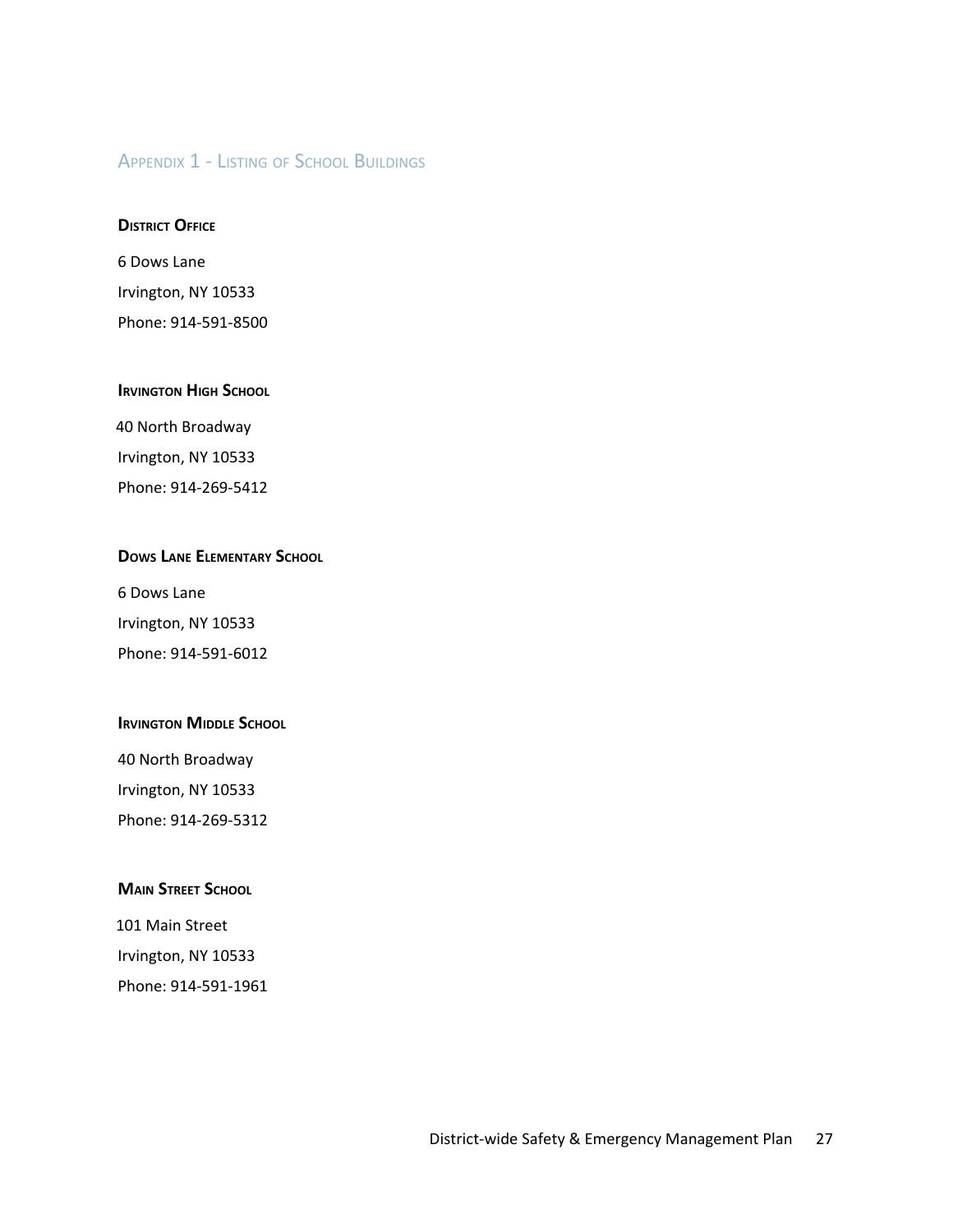## Appendix 1 - Listing of School Buildings

**District Office**

6 Dows Lane

Irvington, NY 10533

Phone: 914-591-8500

**Irvington High School**

40 North Broadway

Irvington, NY 10533

Phone: 914-269-5412

**Dows Lane Elementary School**

6 Dows Lane

Irvington, NY 10533

Phone: 914-591-6012

**Irvington Middle School**

40 North Broadway

Irvington, NY 10533

Phone: 914-269-5312

**Main Street School**

101 Main Street

Irvington, NY 10533

Phone: 914-591-1961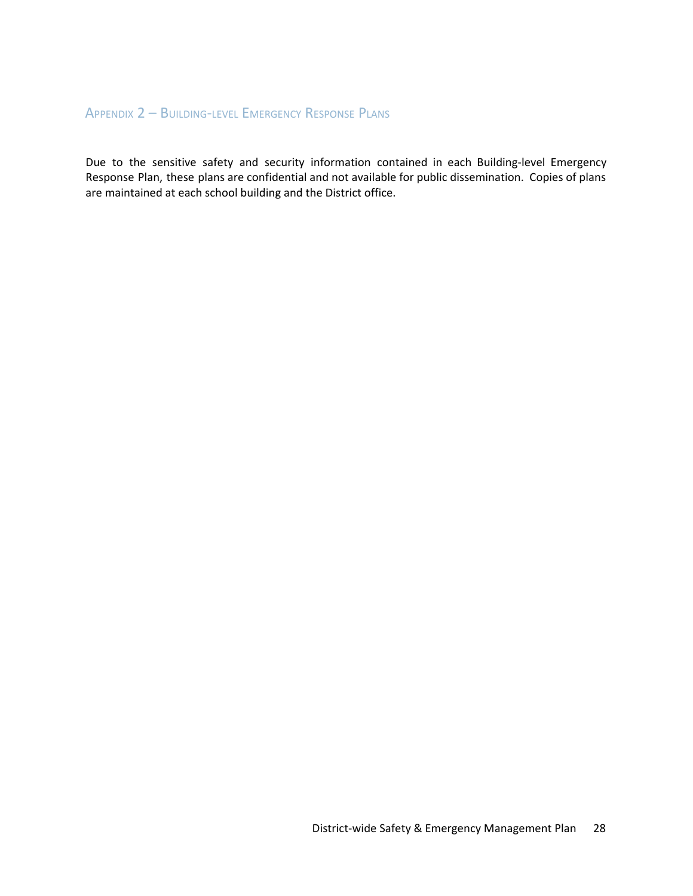## Appendix 2 – Building-level Emergency Response Plans

Due to the sensitive safety and security information contained in each Building-level Emergency Response Plan, these plans are confidential and not available for public dissemination. Copies of plans are maintained at each school building and the District office.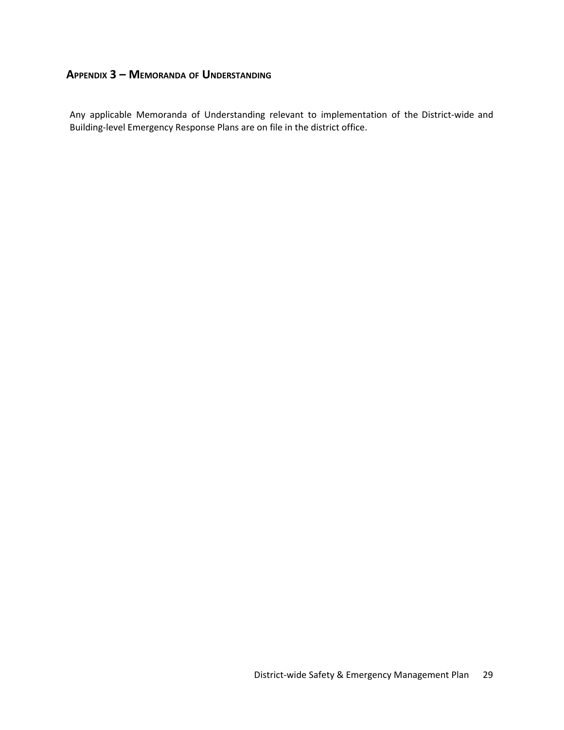## Appendix 3 – Memoranda of Understanding

Any applicable Memoranda of Understanding relevant to implementation of the District-wide and Building-level Emergency Response Plans are on file in the district office.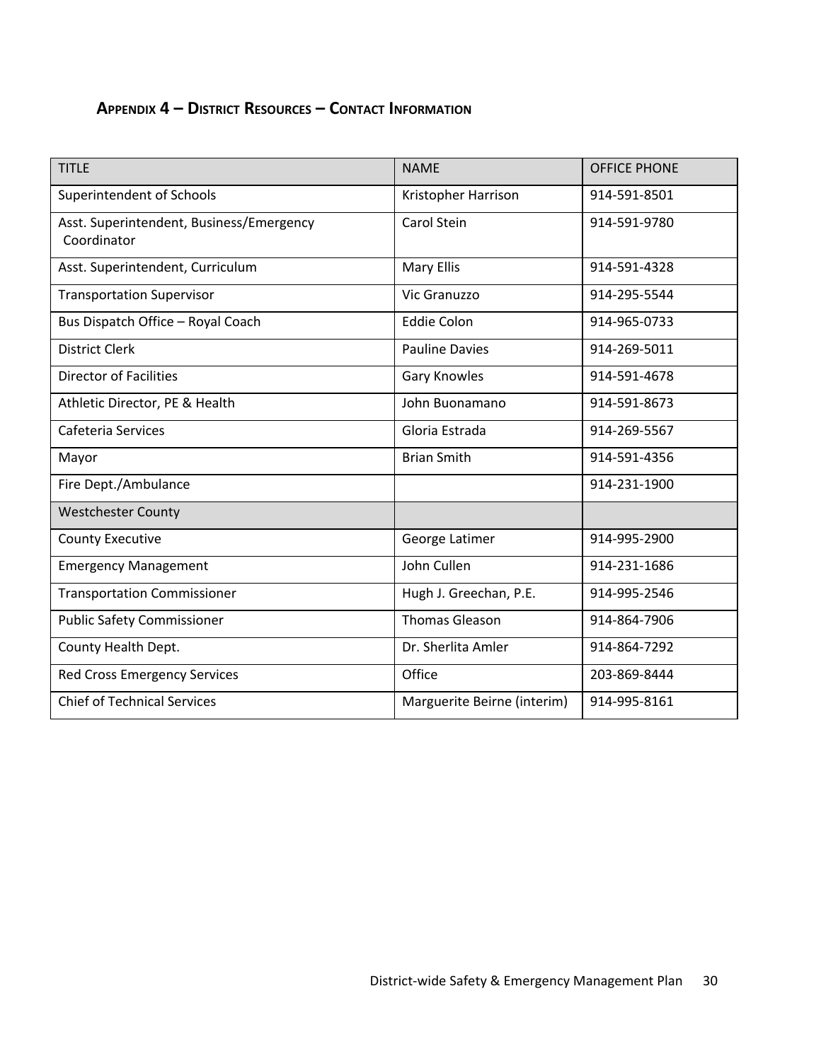## Appendix 4 – District Resources – Contact Information

| TITLE | NAME | OFFICE PHONE |
|---|---|---|
| Superintendent of Schools | Kristopher Harrison | 914-591-8501 |
| Asst. Superintendent, Business/Emergency Coordinator | Carol Stein | 914-591-9780 |
| Asst. Superintendent, Curriculum | Mary Ellis | 914-591-4328 |
| Transportation Supervisor | Vic Granuzzo | 914-295-5544 |
| Bus Dispatch Office – Royal Coach | Eddie Colon | 914-965-0733 |
| District Clerk | Pauline Davies | 914-269-5011 |
| Director of Facilities | Gary Knowles | 914-591-4678 |
| Athletic Director, PE & Health | John Buonamano | 914-591-8673 |
| Cafeteria Services | Gloria Estrada | 914-269-5567 |
| Mayor | Brian Smith | 914-591-4356 |
| Fire Dept./Ambulance | | 914-231-1900 |
| Westchester County | | |
| County Executive | George Latimer | 914-995-2900 |
| Emergency Management | John Cullen | 914-231-1686 |
| Transportation Commissioner | Hugh J. Greechan, P.E. | 914-995-2546 |
| Public Safety Commissioner | Thomas Gleason | 914-864-7906 |
| County Health Dept. | Dr. Sherlita Amler | 914-864-7292 |
| Red Cross Emergency Services | Office | 203-869-8444 |
| Chief of Technical Services | Marguerite Beirne (interim) | 914-995-8161 |